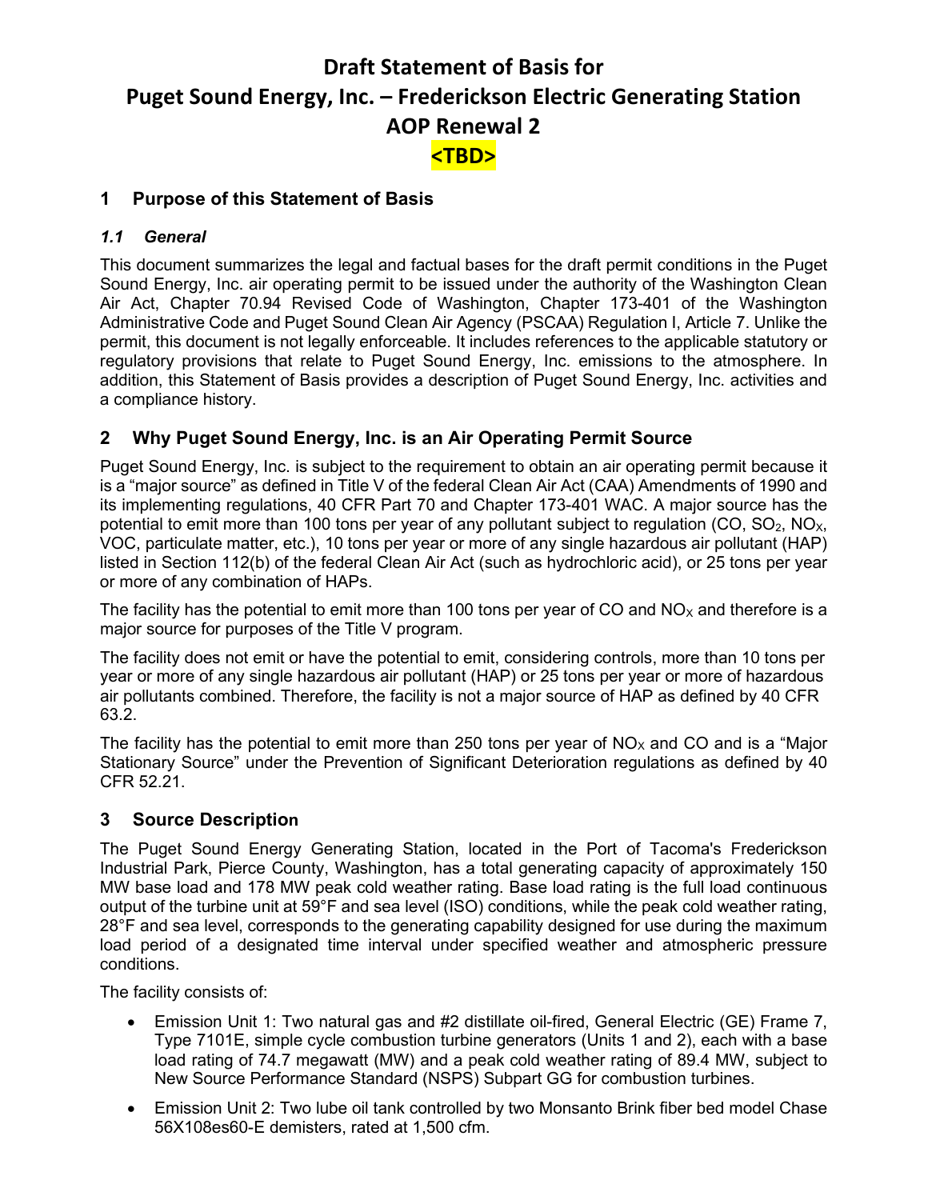# Draft Statement of Basis for Puget Sound Energy, Inc. – Frederickson Electric Generating Station AOP Renewal 2

**<TBD>**

## 1 Purpose of this Statement of Basis

### *1.1 General*

This document summarizes the legal and factual bases for the draft permit conditions in the Puget Sound Energy, Inc. air operating permit to be issued under the authority of the Washington Clean Air Act, Chapter 70.94 Revised Code of Washington, Chapter 173-401 of the Washington Administrative Code and Puget Sound Clean Air Agency (PSCAA) Regulation I, Article 7. Unlike the permit, this document is not legally enforceable. It includes references to the applicable statutory or regulatory provisions that relate to Puget Sound Energy, Inc. emissions to the atmosphere. In addition, this Statement of Basis provides a description of Puget Sound Energy, Inc. activities and a compliance history.

## 2 Why Puget Sound Energy, Inc. is an Air Operating Permit Source

Puget Sound Energy, Inc. is subject to the requirement to obtain an air operating permit because it is a "major source" as defined in Title V of the federal Clean Air Act (CAA) Amendments of 1990 and its implementing regulations, 40 CFR Part 70 and Chapter 173-401 WAC. A major source has the potential to emit more than 100 tons per year of any pollutant subject to regulation (CO, $SO_2$, $NO_X$, VOC, particulate matter, etc.), 10 tons per year or more of any single hazardous air pollutant (HAP) listed in Section 112(b) of the federal Clean Air Act (such as hydrochloric acid), or 25 tons per year or more of any combination of HAPs.

The facility has the potential to emit more than 100 tons per year of CO and $NO_X$ and therefore is a major source for purposes of the Title V program.

The facility does not emit or have the potential to emit, considering controls, more than 10 tons per year or more of any single hazardous air pollutant (HAP) or 25 tons per year or more of hazardous air pollutants combined. Therefore, the facility is not a major source of HAP as defined by 40 CFR 63.2.

The facility has the potential to emit more than 250 tons per year of $NO_X$ and CO and is a "Major Stationary Source" under the Prevention of Significant Deterioration regulations as defined by 40 CFR 52.21.

## 3 Source Description

The Puget Sound Energy Generating Station, located in the Port of Tacoma's Frederickson Industrial Park, Pierce County, Washington, has a total generating capacity of approximately 150 MW base load and 178 MW peak cold weather rating. Base load rating is the full load continuous output of the turbine unit at 59°F and sea level (ISO) conditions, while the peak cold weather rating, 28°F and sea level, corresponds to the generating capability designed for use during the maximum load period of a designated time interval under specified weather and atmospheric pressure conditions.

The facility consists of:

- Emission Unit 1: Two natural gas and #2 distillate oil-fired, General Electric (GE) Frame 7, Type 7101E, simple cycle combustion turbine generators (Units 1 and 2), each with a base load rating of 74.7 megawatt (MW) and a peak cold weather rating of 89.4 MW, subject to New Source Performance Standard (NSPS) Subpart GG for combustion turbines.
- Emission Unit 2: Two lube oil tank controlled by two Monsanto Brink fiber bed model Chase 56X108es60-E demisters, rated at 1,500 cfm.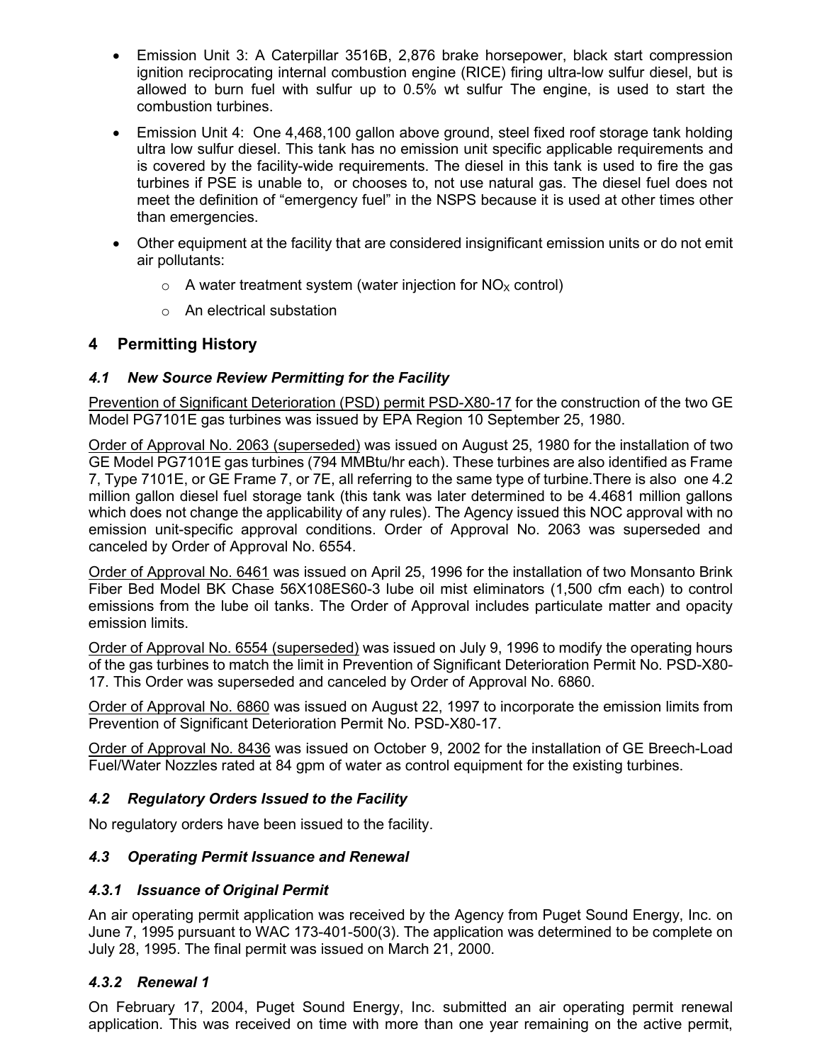- Emission Unit 3: A Caterpillar 3516B, 2,876 brake horsepower, black start compression ignition reciprocating internal combustion engine (RICE) firing ultra-low sulfur diesel, but is allowed to burn fuel with sulfur up to 0.5% wt sulfur The engine, is used to start the combustion turbines.
- Emission Unit 4: One 4,468,100 gallon above ground, steel fixed roof storage tank holding ultra low sulfur diesel. This tank has no emission unit specific applicable requirements and is covered by the facility-wide requirements. The diesel in this tank is used to fire the gas turbines if PSE is unable to, or chooses to, not use natural gas. The diesel fuel does not meet the definition of "emergency fuel" in the NSPS because it is used at other times other than emergencies.
- Other equipment at the facility that are considered insignificant emission units or do not emit air pollutants:
  - A water treatment system (water injection for $NO_X$ control)
  - An electrical substation

# 4 Permitting History

## *4.1 New Source Review Permitting for the Facility*

Prevention of Significant Deterioration (PSD) permit PSD-X80-17 for the construction of the two GE Model PG7101E gas turbines was issued by EPA Region 10 September 25, 1980.

Order of Approval No. 2063 (superseded) was issued on August 25, 1980 for the installation of two GE Model PG7101E gas turbines (794 MMBtu/hr each). These turbines are also identified as Frame 7, Type 7101E, or GE Frame 7, or 7E, all referring to the same type of turbine.There is also one 4.2 million gallon diesel fuel storage tank (this tank was later determined to be 4.4681 million gallons which does not change the applicability of any rules). The Agency issued this NOC approval with no emission unit-specific approval conditions. Order of Approval No. 2063 was superseded and canceled by Order of Approval No. 6554.

Order of Approval No. 6461 was issued on April 25, 1996 for the installation of two Monsanto Brink Fiber Bed Model BK Chase 56X108ES60-3 lube oil mist eliminators (1,500 cfm each) to control emissions from the lube oil tanks. The Order of Approval includes particulate matter and opacity emission limits.

Order of Approval No. 6554 (superseded) was issued on July 9, 1996 to modify the operating hours of the gas turbines to match the limit in Prevention of Significant Deterioration Permit No. PSD-X80-17. This Order was superseded and canceled by Order of Approval No. 6860.

Order of Approval No. 6860 was issued on August 22, 1997 to incorporate the emission limits from Prevention of Significant Deterioration Permit No. PSD-X80-17.

Order of Approval No. 8436 was issued on October 9, 2002 for the installation of GE Breech-Load Fuel/Water Nozzles rated at 84 gpm of water as control equipment for the existing turbines.

## *4.2 Regulatory Orders Issued to the Facility*

No regulatory orders have been issued to the facility.

## *4.3 Operating Permit Issuance and Renewal*

### *4.3.1 Issuance of Original Permit*

An air operating permit application was received by the Agency from Puget Sound Energy, Inc. on June 7, 1995 pursuant to WAC 173-401-500(3). The application was determined to be complete on July 28, 1995. The final permit was issued on March 21, 2000.

### *4.3.2 Renewal 1*

On February 17, 2004, Puget Sound Energy, Inc. submitted an air operating permit renewal application. This was received on time with more than one year remaining on the active permit,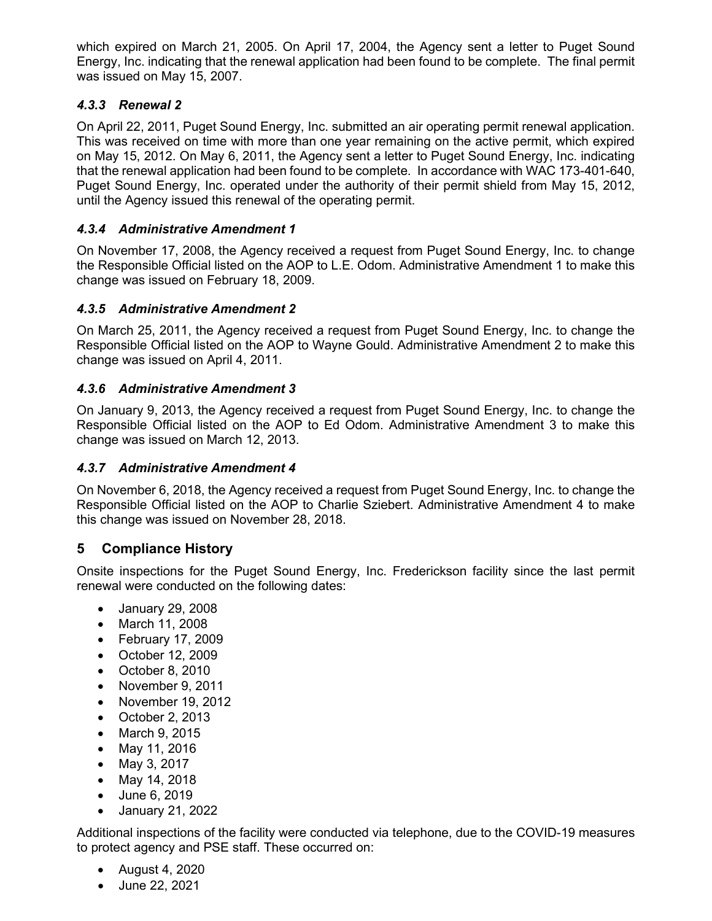which expired on March 21, 2005. On April 17, 2004, the Agency sent a letter to Puget Sound Energy, Inc. indicating that the renewal application had been found to be complete. The final permit was issued on May 15, 2007.

### *4.3.3 Renewal 2*

On April 22, 2011, Puget Sound Energy, Inc. submitted an air operating permit renewal application. This was received on time with more than one year remaining on the active permit, which expired on May 15, 2012. On May 6, 2011, the Agency sent a letter to Puget Sound Energy, Inc. indicating that the renewal application had been found to be complete. In accordance with WAC 173-401-640, Puget Sound Energy, Inc. operated under the authority of their permit shield from May 15, 2012, until the Agency issued this renewal of the operating permit.

### *4.3.4 Administrative Amendment 1*

On November 17, 2008, the Agency received a request from Puget Sound Energy, Inc. to change the Responsible Official listed on the AOP to L.E. Odom. Administrative Amendment 1 to make this change was issued on February 18, 2009.

### *4.3.5 Administrative Amendment 2*

On March 25, 2011, the Agency received a request from Puget Sound Energy, Inc. to change the Responsible Official listed on the AOP to Wayne Gould. Administrative Amendment 2 to make this change was issued on April 4, 2011.

### *4.3.6 Administrative Amendment 3*

On January 9, 2013, the Agency received a request from Puget Sound Energy, Inc. to change the Responsible Official listed on the AOP to Ed Odom. Administrative Amendment 3 to make this change was issued on March 12, 2013.

### *4.3.7 Administrative Amendment 4*

On November 6, 2018, the Agency received a request from Puget Sound Energy, Inc. to change the Responsible Official listed on the AOP to Charlie Sziebert. Administrative Amendment 4 to make this change was issued on November 28, 2018.

## 5 Compliance History

Onsite inspections for the Puget Sound Energy, Inc. Frederickson facility since the last permit renewal were conducted on the following dates:

- January 29, 2008
- March 11, 2008
- February 17, 2009
- October 12, 2009
- October 8, 2010
- November 9, 2011
- November 19, 2012
- October 2, 2013
- March 9, 2015
- May 11, 2016
- May 3, 2017
- May 14, 2018
- June 6, 2019
- January 21, 2022

Additional inspections of the facility were conducted via telephone, due to the COVID-19 measures to protect agency and PSE staff. These occurred on:

- August 4, 2020
- June 22, 2021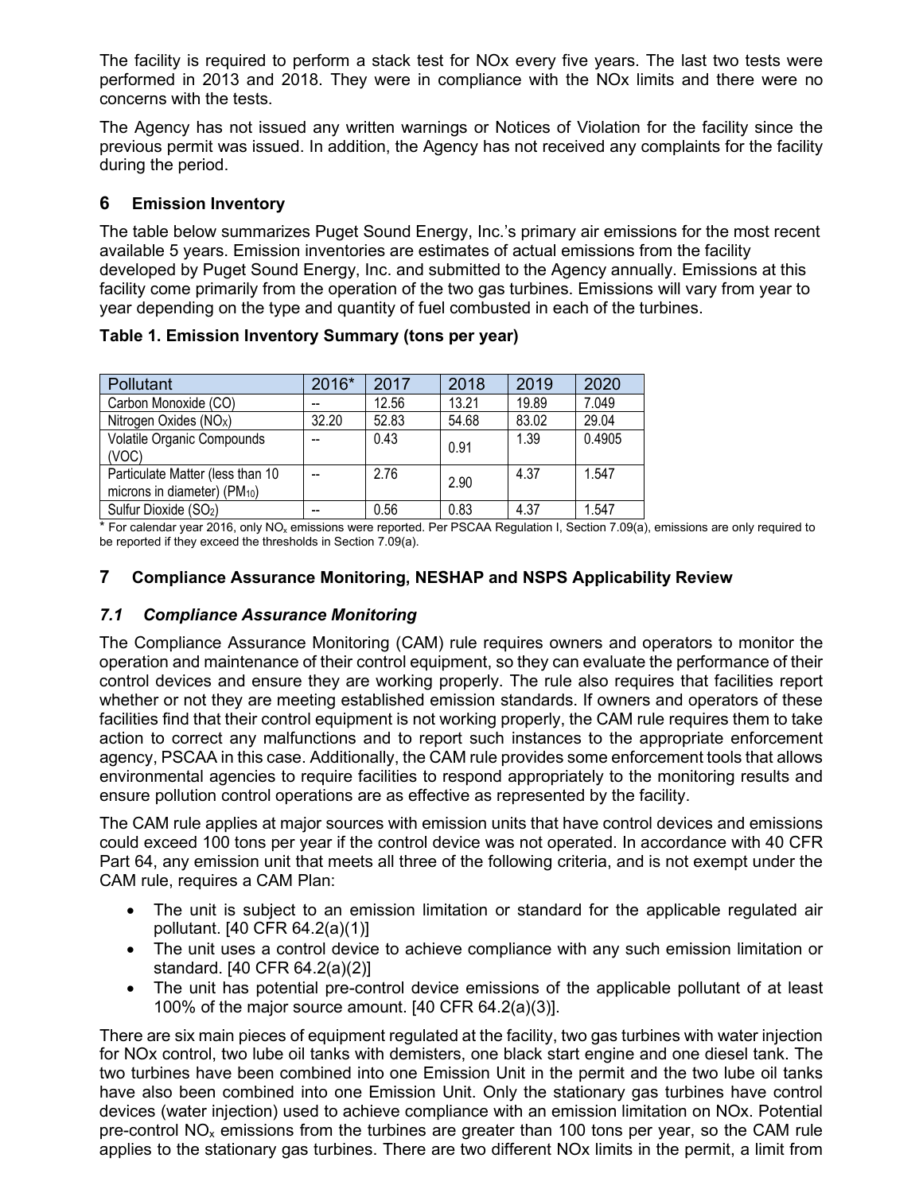The facility is required to perform a stack test for NOx every five years. The last two tests were performed in 2013 and 2018. They were in compliance with the NOx limits and there were no concerns with the tests.

The Agency has not issued any written warnings or Notices of Violation for the facility since the previous permit was issued. In addition, the Agency has not received any complaints for the facility during the period.

## 6 Emission Inventory

The table below summarizes Puget Sound Energy, Inc.'s primary air emissions for the most recent available 5 years. Emission inventories are estimates of actual emissions from the facility developed by Puget Sound Energy, Inc. and submitted to the Agency annually. Emissions at this facility come primarily from the operation of the two gas turbines. Emissions will vary from year to year depending on the type and quantity of fuel combusted in each of the turbines.

**Table 1. Emission Inventory Summary (tons per year)**

| Pollutant | 2016* | 2017 | 2018 | 2019 | 2020 |
|---|---|---|---|---|---|
| Carbon Monoxide (CO) | -- | 12.56 | 13.21 | 19.89 | 7.049 |
| Nitrogen Oxides ($NO_X$) | 32.20 | 52.83 | 54.68 | 83.02 | 29.04 |
| Volatile Organic Compounds (VOC) | -- | 0.43 | 0.91 | 1.39 | 0.4905 |
| Particulate Matter (less than 10 microns in diameter) ($PM_{10}$) | -- | 2.76 | 2.90 | 4.37 | 1.547 |
| Sulfur Dioxide ($SO_2$) | -- | 0.56 | 0.83 | 4.37 | 1.547 |

\* For calendar year 2016, only $NO_x$ emissions were reported. Per PSCAA Regulation I, Section 7.09(a), emissions are only required to be reported if they exceed the thresholds in Section 7.09(a).

## 7 Compliance Assurance Monitoring, NESHAP and NSPS Applicability Review

### *7.1 Compliance Assurance Monitoring*

The Compliance Assurance Monitoring (CAM) rule requires owners and operators to monitor the operation and maintenance of their control equipment, so they can evaluate the performance of their control devices and ensure they are working properly. The rule also requires that facilities report whether or not they are meeting established emission standards. If owners and operators of these facilities find that their control equipment is not working properly, the CAM rule requires them to take action to correct any malfunctions and to report such instances to the appropriate enforcement agency, PSCAA in this case. Additionally, the CAM rule provides some enforcement tools that allows environmental agencies to require facilities to respond appropriately to the monitoring results and ensure pollution control operations are as effective as represented by the facility.

The CAM rule applies at major sources with emission units that have control devices and emissions could exceed 100 tons per year if the control device was not operated. In accordance with 40 CFR Part 64, any emission unit that meets all three of the following criteria, and is not exempt under the CAM rule, requires a CAM Plan:

- The unit is subject to an emission limitation or standard for the applicable regulated air pollutant. [40 CFR 64.2(a)(1)]
- The unit uses a control device to achieve compliance with any such emission limitation or standard. [40 CFR 64.2(a)(2)]
- The unit has potential pre-control device emissions of the applicable pollutant of at least 100% of the major source amount. [40 CFR 64.2(a)(3)].

There are six main pieces of equipment regulated at the facility, two gas turbines with water injection for NOx control, two lube oil tanks with demisters, one black start engine and one diesel tank. The two turbines have been combined into one Emission Unit in the permit and the two lube oil tanks have also been combined into one Emission Unit. Only the stationary gas turbines have control devices (water injection) used to achieve compliance with an emission limitation on NOx. Potential pre-control $NO_x$ emissions from the turbines are greater than 100 tons per year, so the CAM rule applies to the stationary gas turbines. There are two different NOx limits in the permit, a limit from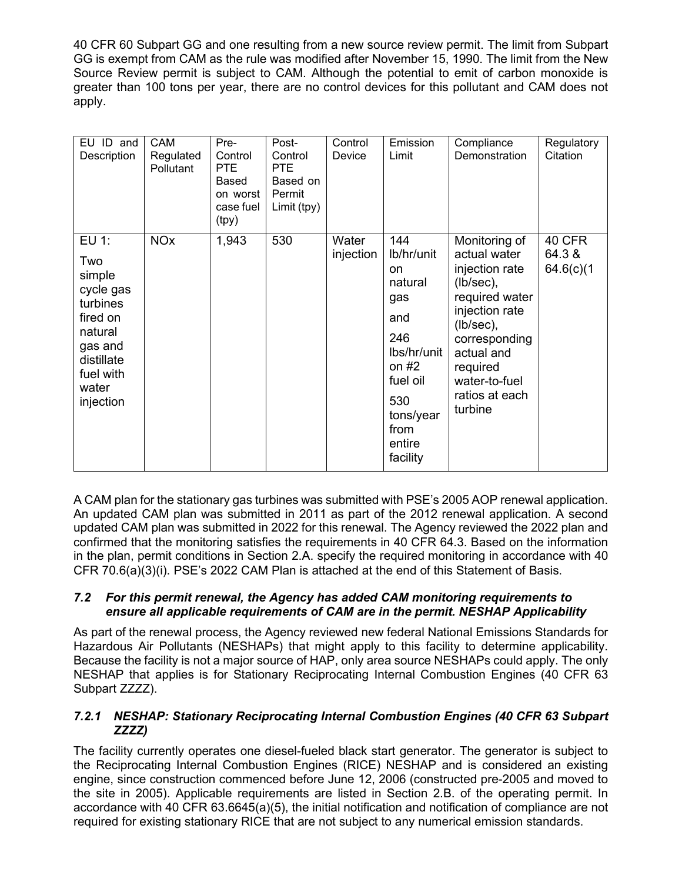40 CFR 60 Subpart GG and one resulting from a new source review permit. The limit from Subpart GG is exempt from CAM as the rule was modified after November 15, 1990. The limit from the New Source Review permit is subject to CAM. Although the potential to emit of carbon monoxide is greater than 100 tons per year, there are no control devices for this pollutant and CAM does not apply.

| EU ID and Description | CAM Regulated Pollutant | Pre-Control PTE Based on worst case fuel (tpy) | Post-Control PTE Based on Permit Limit (tpy) | Control Device | Emission Limit | Compliance Demonstration | Regulatory Citation |
|---|---|---|---|---|---|---|---|
| EU 1: Two simple cycle gas turbines fired on natural gas and distillate fuel with water injection | NOx | 1,943 | 530 | Water injection | 144 lb/hr/unit on natural gas and 246 lbs/hr/unit on #2 fuel oil 530 tons/year from entire facility | Monitoring of actual water injection rate (lb/sec), required water injection rate (lb/sec), corresponding actual and required water-to-fuel ratios at each turbine | 40 CFR 64.3 & 64.6(c)(1 |

A CAM plan for the stationary gas turbines was submitted with PSE's 2005 AOP renewal application. An updated CAM plan was submitted in 2011 as part of the 2012 renewal application. A second updated CAM plan was submitted in 2022 for this renewal. The Agency reviewed the 2022 plan and confirmed that the monitoring satisfies the requirements in 40 CFR 64.3. Based on the information in the plan, permit conditions in Section 2.A. specify the required monitoring in accordance with 40 CFR 70.6(a)(3)(i). PSE's 2022 CAM Plan is attached at the end of this Statement of Basis.

### *7.2 For this permit renewal, the Agency has added CAM monitoring requirements to ensure all applicable requirements of CAM are in the permit. NESHAP Applicability*

As part of the renewal process, the Agency reviewed new federal National Emissions Standards for Hazardous Air Pollutants (NESHAPs) that might apply to this facility to determine applicability. Because the facility is not a major source of HAP, only area source NESHAPs could apply. The only NESHAP that applies is for Stationary Reciprocating Internal Combustion Engines (40 CFR 63 Subpart ZZZZ).

#### *7.2.1 NESHAP: Stationary Reciprocating Internal Combustion Engines (40 CFR 63 Subpart ZZZZ)*

The facility currently operates one diesel-fueled black start generator. The generator is subject to the Reciprocating Internal Combustion Engines (RICE) NESHAP and is considered an existing engine, since construction commenced before June 12, 2006 (constructed pre-2005 and moved to the site in 2005). Applicable requirements are listed in Section 2.B. of the operating permit. In accordance with 40 CFR 63.6645(a)(5), the initial notification and notification of compliance are not required for existing stationary RICE that are not subject to any numerical emission standards.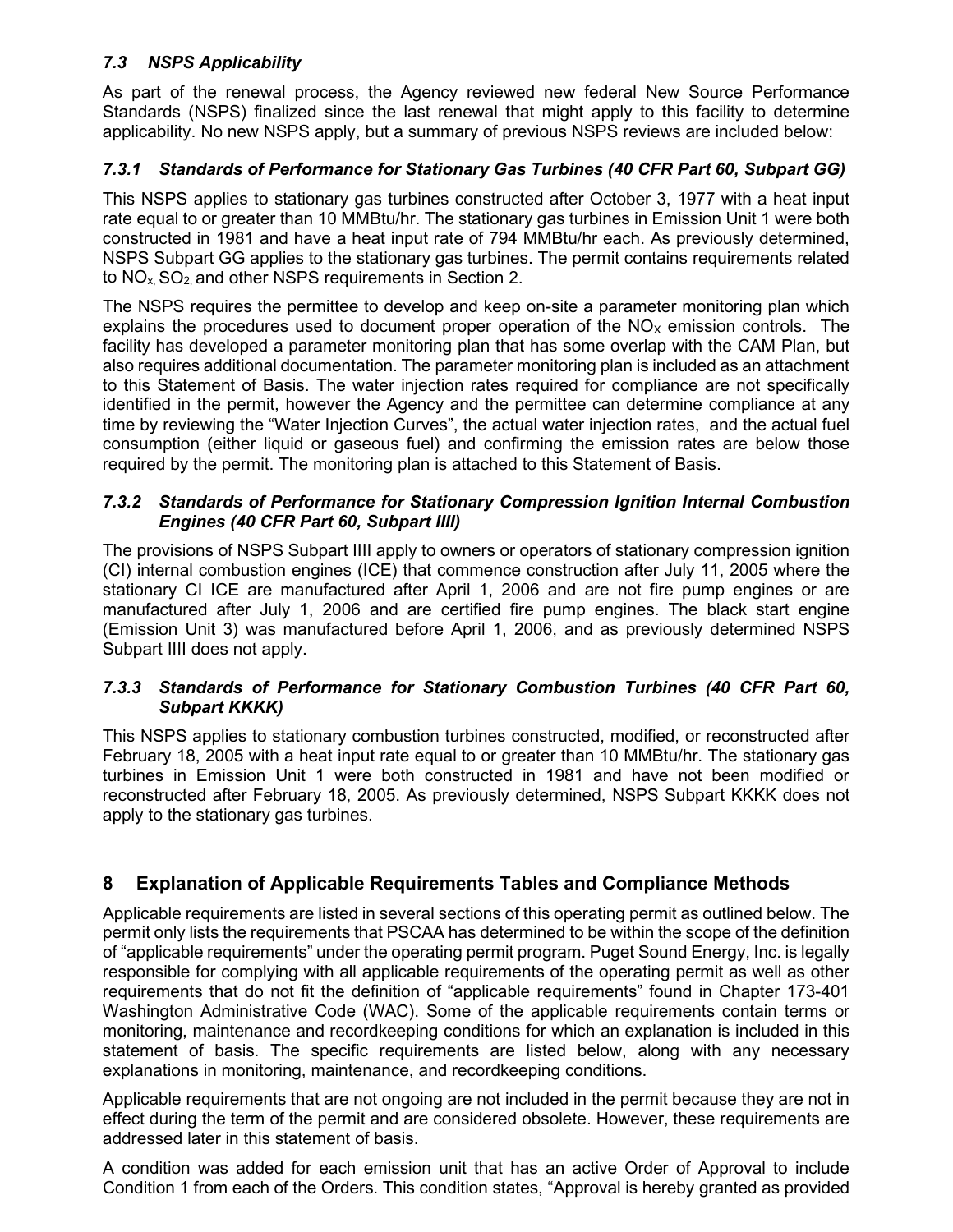### *7.3 NSPS Applicability*

As part of the renewal process, the Agency reviewed new federal New Source Performance Standards (NSPS) finalized since the last renewal that might apply to this facility to determine applicability. No new NSPS apply, but a summary of previous NSPS reviews are included below:

#### *7.3.1 Standards of Performance for Stationary Gas Turbines (40 CFR Part 60, Subpart GG)*

This NSPS applies to stationary gas turbines constructed after October 3, 1977 with a heat input rate equal to or greater than 10 MMBtu/hr. The stationary gas turbines in Emission Unit 1 were both constructed in 1981 and have a heat input rate of 794 MMBtu/hr each. As previously determined, NSPS Subpart GG applies to the stationary gas turbines. The permit contains requirements related to $NO_x$, $SO_2$, and other NSPS requirements in Section 2.

The NSPS requires the permittee to develop and keep on-site a parameter monitoring plan which explains the procedures used to document proper operation of the $NO_X$ emission controls. The facility has developed a parameter monitoring plan that has some overlap with the CAM Plan, but also requires additional documentation. The parameter monitoring plan is included as an attachment to this Statement of Basis. The water injection rates required for compliance are not specifically identified in the permit, however the Agency and the permittee can determine compliance at any time by reviewing the "Water Injection Curves", the actual water injection rates, and the actual fuel consumption (either liquid or gaseous fuel) and confirming the emission rates are below those required by the permit. The monitoring plan is attached to this Statement of Basis.

#### *7.3.2 Standards of Performance for Stationary Compression Ignition Internal Combustion Engines (40 CFR Part 60, Subpart IIII)*

The provisions of NSPS Subpart IIII apply to owners or operators of stationary compression ignition (CI) internal combustion engines (ICE) that commence construction after July 11, 2005 where the stationary CI ICE are manufactured after April 1, 2006 and are not fire pump engines or are manufactured after July 1, 2006 and are certified fire pump engines. The black start engine (Emission Unit 3) was manufactured before April 1, 2006, and as previously determined NSPS Subpart IIII does not apply.

#### *7.3.3 Standards of Performance for Stationary Combustion Turbines (40 CFR Part 60, Subpart KKKK)*

This NSPS applies to stationary combustion turbines constructed, modified, or reconstructed after February 18, 2005 with a heat input rate equal to or greater than 10 MMBtu/hr. The stationary gas turbines in Emission Unit 1 were both constructed in 1981 and have not been modified or reconstructed after February 18, 2005. As previously determined, NSPS Subpart KKKK does not apply to the stationary gas turbines.

## 8 Explanation of Applicable Requirements Tables and Compliance Methods

Applicable requirements are listed in several sections of this operating permit as outlined below. The permit only lists the requirements that PSCAA has determined to be within the scope of the definition of "applicable requirements" under the operating permit program. Puget Sound Energy, Inc. is legally responsible for complying with all applicable requirements of the operating permit as well as other requirements that do not fit the definition of "applicable requirements" found in Chapter 173-401 Washington Administrative Code (WAC). Some of the applicable requirements contain terms or monitoring, maintenance and recordkeeping conditions for which an explanation is included in this statement of basis. The specific requirements are listed below, along with any necessary explanations in monitoring, maintenance, and recordkeeping conditions.

Applicable requirements that are not ongoing are not included in the permit because they are not in effect during the term of the permit and are considered obsolete. However, these requirements are addressed later in this statement of basis.

A condition was added for each emission unit that has an active Order of Approval to include Condition 1 from each of the Orders. This condition states, "Approval is hereby granted as provided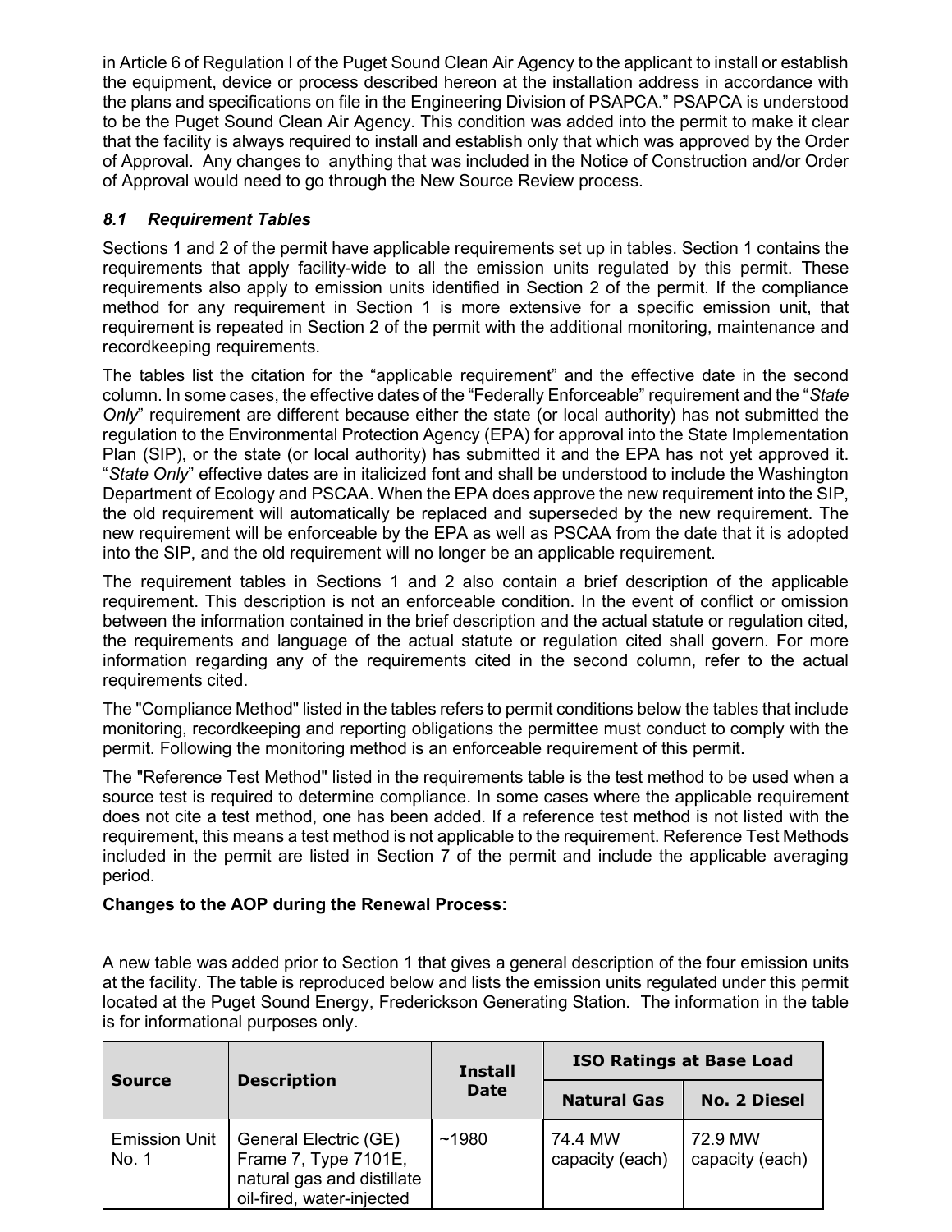in Article 6 of Regulation I of the Puget Sound Clean Air Agency to the applicant to install or establish the equipment, device or process described hereon at the installation address in accordance with the plans and specifications on file in the Engineering Division of PSAPCA." PSAPCA is understood to be the Puget Sound Clean Air Agency. This condition was added into the permit to make it clear that the facility is always required to install and establish only that which was approved by the Order of Approval. Any changes to anything that was included in the Notice of Construction and/or Order of Approval would need to go through the New Source Review process.

### *8.1 Requirement Tables*

Sections 1 and 2 of the permit have applicable requirements set up in tables. Section 1 contains the requirements that apply facility-wide to all the emission units regulated by this permit. These requirements also apply to emission units identified in Section 2 of the permit. If the compliance method for any requirement in Section 1 is more extensive for a specific emission unit, that requirement is repeated in Section 2 of the permit with the additional monitoring, maintenance and recordkeeping requirements.

The tables list the citation for the "applicable requirement" and the effective date in the second column. In some cases, the effective dates of the "Federally Enforceable" requirement and the "*State Only*" requirement are different because either the state (or local authority) has not submitted the regulation to the Environmental Protection Agency (EPA) for approval into the State Implementation Plan (SIP), or the state (or local authority) has submitted it and the EPA has not yet approved it. "*State Only*" effective dates are in italicized font and shall be understood to include the Washington Department of Ecology and PSCAA. When the EPA does approve the new requirement into the SIP, the old requirement will automatically be replaced and superseded by the new requirement. The new requirement will be enforceable by the EPA as well as PSCAA from the date that it is adopted into the SIP, and the old requirement will no longer be an applicable requirement.

The requirement tables in Sections 1 and 2 also contain a brief description of the applicable requirement. This description is not an enforceable condition. In the event of conflict or omission between the information contained in the brief description and the actual statute or regulation cited, the requirements and language of the actual statute or regulation cited shall govern. For more information regarding any of the requirements cited in the second column, refer to the actual requirements cited.

The "Compliance Method" listed in the tables refers to permit conditions below the tables that include monitoring, recordkeeping and reporting obligations the permittee must conduct to comply with the permit. Following the monitoring method is an enforceable requirement of this permit.

The "Reference Test Method" listed in the requirements table is the test method to be used when a source test is required to determine compliance. In some cases where the applicable requirement does not cite a test method, one has been added. If a reference test method is not listed with the requirement, this means a test method is not applicable to the requirement. Reference Test Methods included in the permit are listed in Section 7 of the permit and include the applicable averaging period.

**Changes to the AOP during the Renewal Process:**

A new table was added prior to Section 1 that gives a general description of the four emission units at the facility. The table is reproduced below and lists the emission units regulated under this permit located at the Puget Sound Energy, Frederickson Generating Station. The information in the table is for informational purposes only.

| Source | Description | Install Date | ISO Ratings at Base Load | |
|---|---|---|---|---|
| | | | **Natural Gas** | **No. 2 Diesel** |
| Emission Unit No. 1 | General Electric (GE) Frame 7, Type 7101E, natural gas and distillate oil-fired, water-injected | ~1980 | 74.4 MW capacity (each) | 72.9 MW capacity (each) |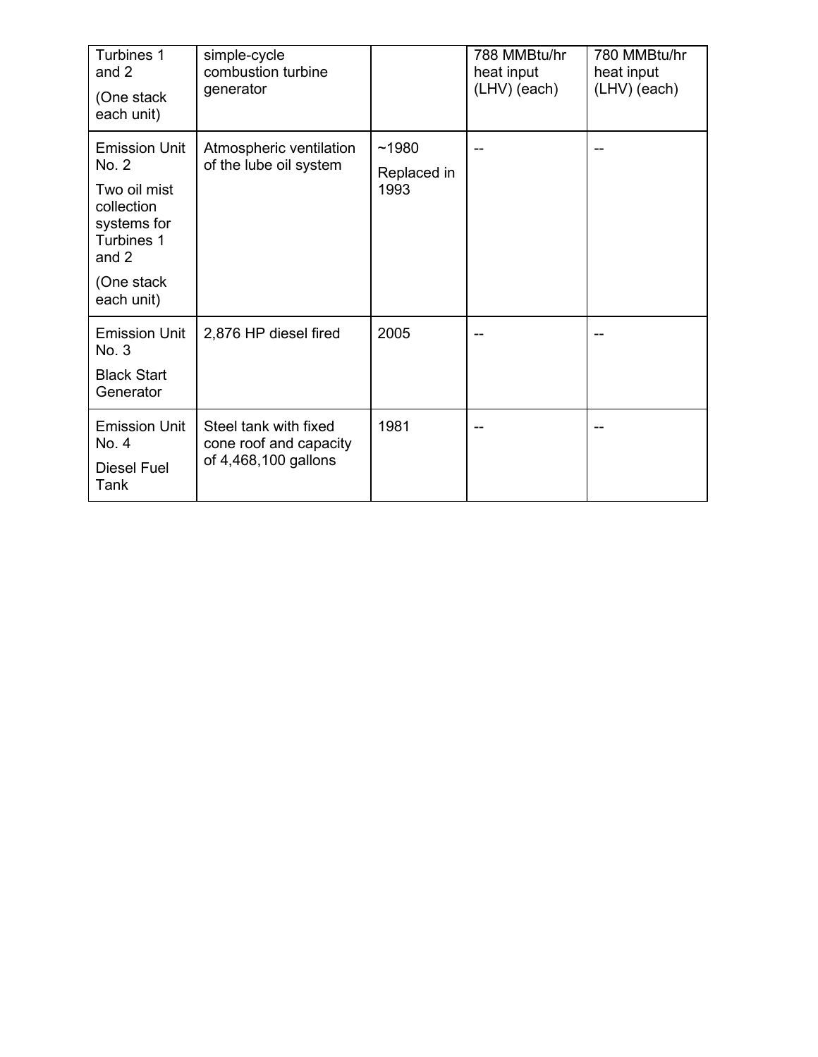| Turbines 1 and 2 (One stack each unit) | simple-cycle combustion turbine generator | | 788 MMBtu/hr heat input (LHV) (each) | 780 MMBtu/hr heat input (LHV) (each) |
|---|---|---|---|---|
| Emission Unit No. 2 Two oil mist collection systems for Turbines 1 and 2 (One stack each unit) | Atmospheric ventilation of the lube oil system | ~1980 Replaced in 1993 | -- | -- |
| Emission Unit No. 3 Black Start Generator | 2,876 HP diesel fired | 2005 | -- | -- |
| Emission Unit No. 4 Diesel Fuel Tank | Steel tank with fixed cone roof and capacity of 4,468,100 gallons | 1981 | -- | -- |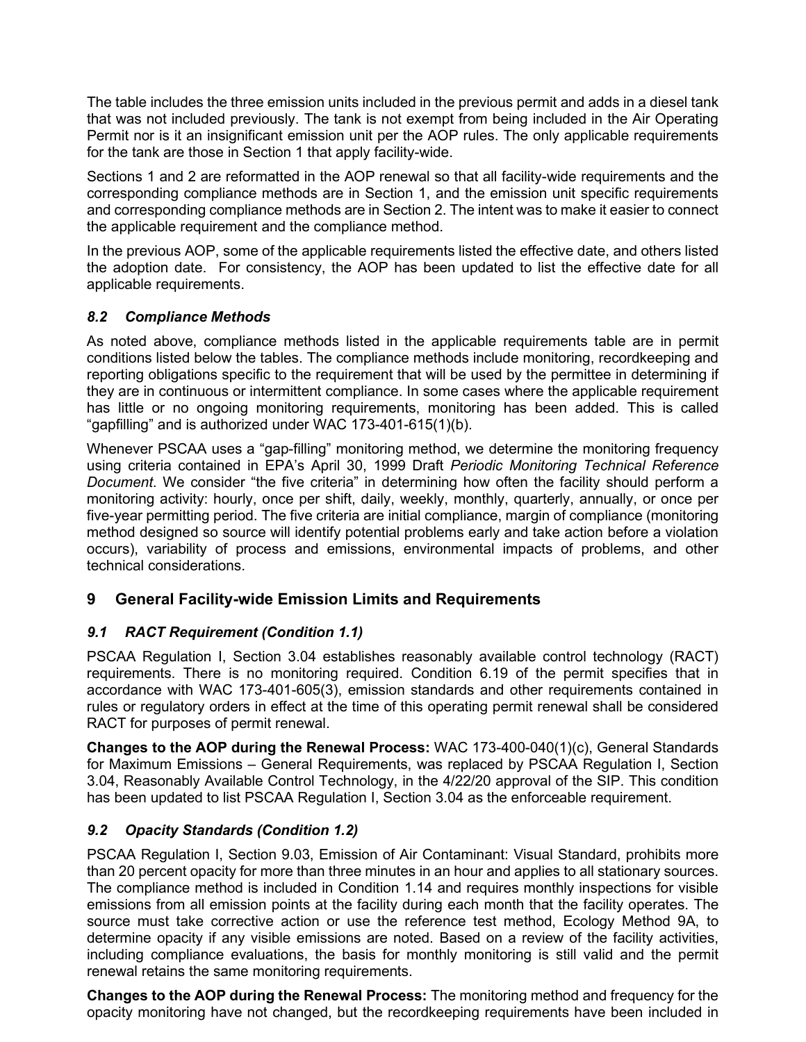The table includes the three emission units included in the previous permit and adds in a diesel tank that was not included previously. The tank is not exempt from being included in the Air Operating Permit nor is it an insignificant emission unit per the AOP rules. The only applicable requirements for the tank are those in Section 1 that apply facility-wide.

Sections 1 and 2 are reformatted in the AOP renewal so that all facility-wide requirements and the corresponding compliance methods are in Section 1, and the emission unit specific requirements and corresponding compliance methods are in Section 2. The intent was to make it easier to connect the applicable requirement and the compliance method.

In the previous AOP, some of the applicable requirements listed the effective date, and others listed the adoption date. For consistency, the AOP has been updated to list the effective date for all applicable requirements.

### *8.2 Compliance Methods*

As noted above, compliance methods listed in the applicable requirements table are in permit conditions listed below the tables. The compliance methods include monitoring, recordkeeping and reporting obligations specific to the requirement that will be used by the permittee in determining if they are in continuous or intermittent compliance. In some cases where the applicable requirement has little or no ongoing monitoring requirements, monitoring has been added. This is called "gapfilling" and is authorized under WAC 173-401-615(1)(b).

Whenever PSCAA uses a "gap-filling" monitoring method, we determine the monitoring frequency using criteria contained in EPA's April 30, 1999 Draft *Periodic Monitoring Technical Reference Document*. We consider "the five criteria" in determining how often the facility should perform a monitoring activity: hourly, once per shift, daily, weekly, monthly, quarterly, annually, or once per five-year permitting period. The five criteria are initial compliance, margin of compliance (monitoring method designed so source will identify potential problems early and take action before a violation occurs), variability of process and emissions, environmental impacts of problems, and other technical considerations.

## 9 General Facility-wide Emission Limits and Requirements

### *9.1 RACT Requirement (Condition 1.1)*

PSCAA Regulation I, Section 3.04 establishes reasonably available control technology (RACT) requirements. There is no monitoring required. Condition 6.19 of the permit specifies that in accordance with WAC 173-401-605(3), emission standards and other requirements contained in rules or regulatory orders in effect at the time of this operating permit renewal shall be considered RACT for purposes of permit renewal.

**Changes to the AOP during the Renewal Process:** WAC 173-400-040(1)(c), General Standards for Maximum Emissions – General Requirements, was replaced by PSCAA Regulation I, Section 3.04, Reasonably Available Control Technology, in the 4/22/20 approval of the SIP. This condition has been updated to list PSCAA Regulation I, Section 3.04 as the enforceable requirement.

### *9.2 Opacity Standards (Condition 1.2)*

PSCAA Regulation I, Section 9.03, Emission of Air Contaminant: Visual Standard, prohibits more than 20 percent opacity for more than three minutes in an hour and applies to all stationary sources. The compliance method is included in Condition 1.14 and requires monthly inspections for visible emissions from all emission points at the facility during each month that the facility operates. The source must take corrective action or use the reference test method, Ecology Method 9A, to determine opacity if any visible emissions are noted. Based on a review of the facility activities, including compliance evaluations, the basis for monthly monitoring is still valid and the permit renewal retains the same monitoring requirements.

**Changes to the AOP during the Renewal Process:** The monitoring method and frequency for the opacity monitoring have not changed, but the recordkeeping requirements have been included in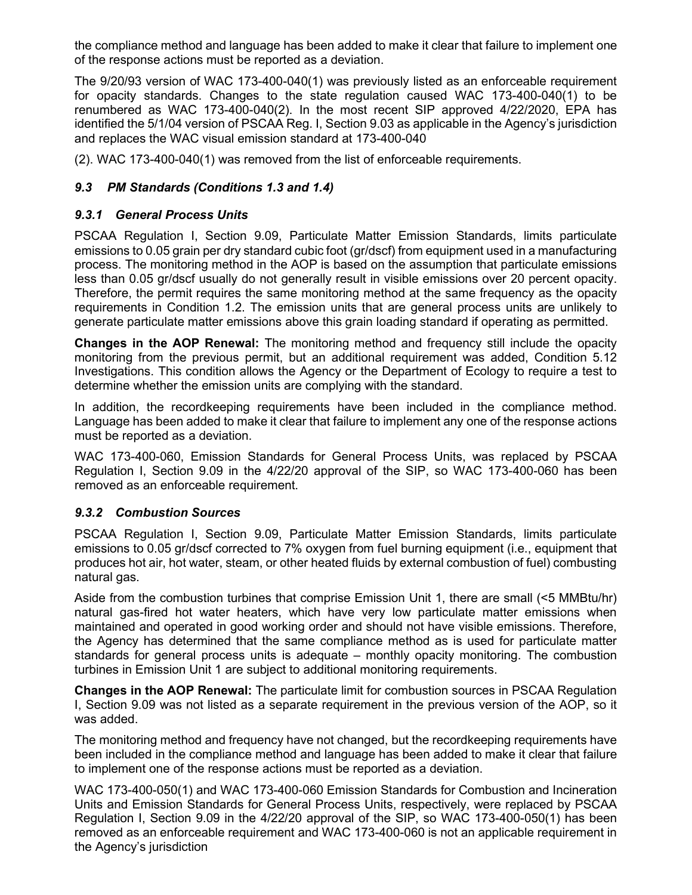the compliance method and language has been added to make it clear that failure to implement one of the response actions must be reported as a deviation.

The 9/20/93 version of WAC 173-400-040(1) was previously listed as an enforceable requirement for opacity standards. Changes to the state regulation caused WAC 173-400-040(1) to be renumbered as WAC 173-400-040(2). In the most recent SIP approved 4/22/2020, EPA has identified the 5/1/04 version of PSCAA Reg. I, Section 9.03 as applicable in the Agency's jurisdiction and replaces the WAC visual emission standard at 173-400-040

(2). WAC 173-400-040(1) was removed from the list of enforceable requirements.

### *9.3 PM Standards (Conditions 1.3 and 1.4)*

#### *9.3.1 General Process Units*

PSCAA Regulation I, Section 9.09, Particulate Matter Emission Standards, limits particulate emissions to 0.05 grain per dry standard cubic foot (gr/dscf) from equipment used in a manufacturing process. The monitoring method in the AOP is based on the assumption that particulate emissions less than 0.05 gr/dscf usually do not generally result in visible emissions over 20 percent opacity. Therefore, the permit requires the same monitoring method at the same frequency as the opacity requirements in Condition 1.2. The emission units that are general process units are unlikely to generate particulate matter emissions above this grain loading standard if operating as permitted.

**Changes in the AOP Renewal:** The monitoring method and frequency still include the opacity monitoring from the previous permit, but an additional requirement was added, Condition 5.12 Investigations. This condition allows the Agency or the Department of Ecology to require a test to determine whether the emission units are complying with the standard.

In addition, the recordkeeping requirements have been included in the compliance method. Language has been added to make it clear that failure to implement any one of the response actions must be reported as a deviation.

WAC 173-400-060, Emission Standards for General Process Units, was replaced by PSCAA Regulation I, Section 9.09 in the 4/22/20 approval of the SIP, so WAC 173-400-060 has been removed as an enforceable requirement.

#### *9.3.2 Combustion Sources*

PSCAA Regulation I, Section 9.09, Particulate Matter Emission Standards, limits particulate emissions to 0.05 gr/dscf corrected to 7% oxygen from fuel burning equipment (i.e., equipment that produces hot air, hot water, steam, or other heated fluids by external combustion of fuel) combusting natural gas.

Aside from the combustion turbines that comprise Emission Unit 1, there are small (<5 MMBtu/hr) natural gas-fired hot water heaters, which have very low particulate matter emissions when maintained and operated in good working order and should not have visible emissions. Therefore, the Agency has determined that the same compliance method as is used for particulate matter standards for general process units is adequate – monthly opacity monitoring. The combustion turbines in Emission Unit 1 are subject to additional monitoring requirements.

**Changes in the AOP Renewal:** The particulate limit for combustion sources in PSCAA Regulation I, Section 9.09 was not listed as a separate requirement in the previous version of the AOP, so it was added.

The monitoring method and frequency have not changed, but the recordkeeping requirements have been included in the compliance method and language has been added to make it clear that failure to implement one of the response actions must be reported as a deviation.

WAC 173-400-050(1) and WAC 173-400-060 Emission Standards for Combustion and Incineration Units and Emission Standards for General Process Units, respectively, were replaced by PSCAA Regulation I, Section 9.09 in the 4/22/20 approval of the SIP, so WAC 173-400-050(1) has been removed as an enforceable requirement and WAC 173-400-060 is not an applicable requirement in the Agency's jurisdiction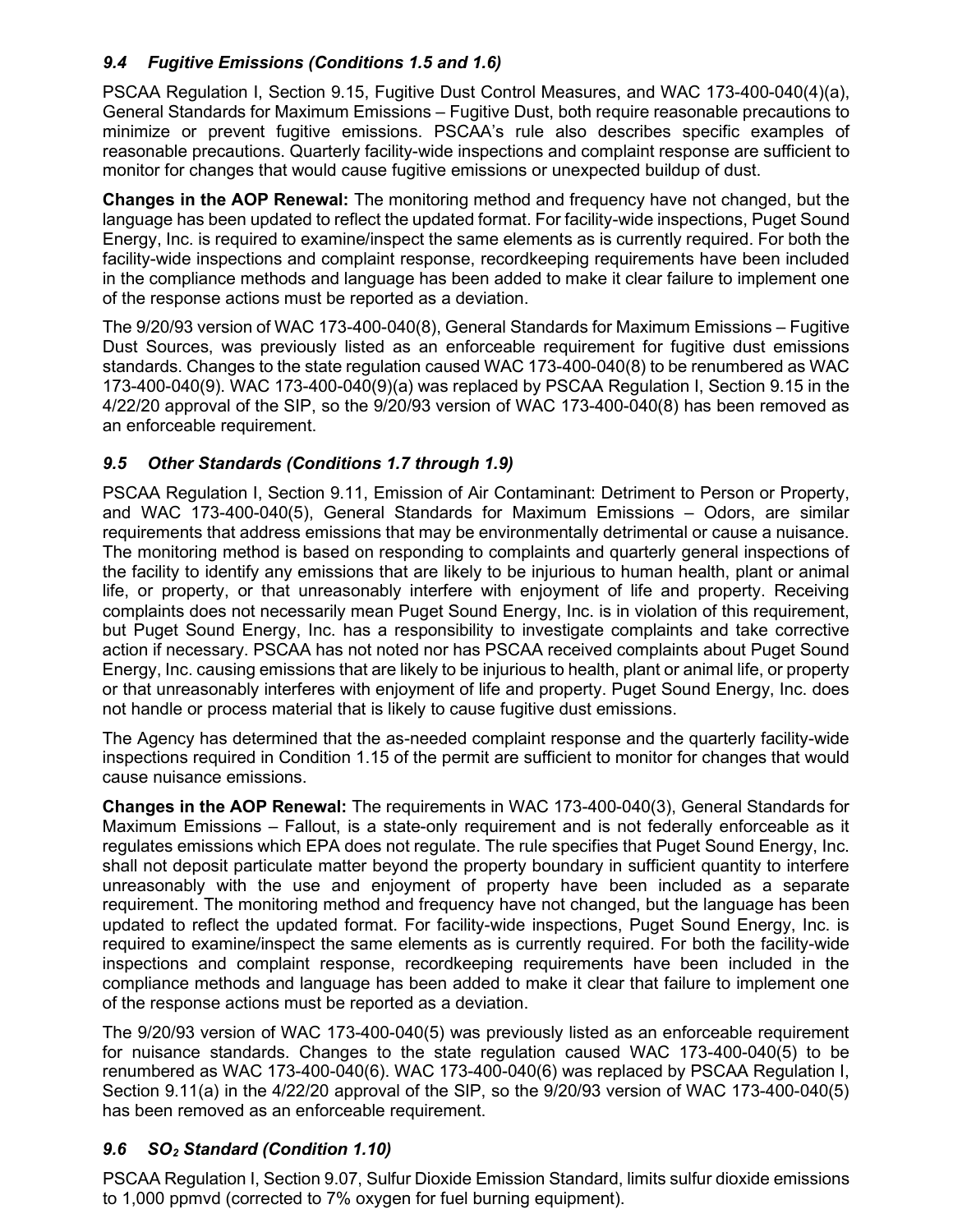### *9.4 Fugitive Emissions (Conditions 1.5 and 1.6)*

PSCAA Regulation I, Section 9.15, Fugitive Dust Control Measures, and WAC 173-400-040(4)(a), General Standards for Maximum Emissions – Fugitive Dust, both require reasonable precautions to minimize or prevent fugitive emissions. PSCAA's rule also describes specific examples of reasonable precautions. Quarterly facility-wide inspections and complaint response are sufficient to monitor for changes that would cause fugitive emissions or unexpected buildup of dust.

**Changes in the AOP Renewal:** The monitoring method and frequency have not changed, but the language has been updated to reflect the updated format. For facility-wide inspections, Puget Sound Energy, Inc. is required to examine/inspect the same elements as is currently required. For both the facility-wide inspections and complaint response, recordkeeping requirements have been included in the compliance methods and language has been added to make it clear failure to implement one of the response actions must be reported as a deviation.

The 9/20/93 version of WAC 173-400-040(8), General Standards for Maximum Emissions – Fugitive Dust Sources, was previously listed as an enforceable requirement for fugitive dust emissions standards. Changes to the state regulation caused WAC 173-400-040(8) to be renumbered as WAC 173-400-040(9). WAC 173-400-040(9)(a) was replaced by PSCAA Regulation I, Section 9.15 in the 4/22/20 approval of the SIP, so the 9/20/93 version of WAC 173-400-040(8) has been removed as an enforceable requirement.

### *9.5 Other Standards (Conditions 1.7 through 1.9)*

PSCAA Regulation I, Section 9.11, Emission of Air Contaminant: Detriment to Person or Property, and WAC 173-400-040(5), General Standards for Maximum Emissions – Odors, are similar requirements that address emissions that may be environmentally detrimental or cause a nuisance. The monitoring method is based on responding to complaints and quarterly general inspections of the facility to identify any emissions that are likely to be injurious to human health, plant or animal life, or property, or that unreasonably interfere with enjoyment of life and property. Receiving complaints does not necessarily mean Puget Sound Energy, Inc. is in violation of this requirement, but Puget Sound Energy, Inc. has a responsibility to investigate complaints and take corrective action if necessary. PSCAA has not noted nor has PSCAA received complaints about Puget Sound Energy, Inc. causing emissions that are likely to be injurious to health, plant or animal life, or property or that unreasonably interferes with enjoyment of life and property. Puget Sound Energy, Inc. does not handle or process material that is likely to cause fugitive dust emissions.

The Agency has determined that the as-needed complaint response and the quarterly facility-wide inspections required in Condition 1.15 of the permit are sufficient to monitor for changes that would cause nuisance emissions.

**Changes in the AOP Renewal:** The requirements in WAC 173-400-040(3), General Standards for Maximum Emissions – Fallout, is a state-only requirement and is not federally enforceable as it regulates emissions which EPA does not regulate. The rule specifies that Puget Sound Energy, Inc. shall not deposit particulate matter beyond the property boundary in sufficient quantity to interfere unreasonably with the use and enjoyment of property have been included as a separate requirement. The monitoring method and frequency have not changed, but the language has been updated to reflect the updated format. For facility-wide inspections, Puget Sound Energy, Inc. is required to examine/inspect the same elements as is currently required. For both the facility-wide inspections and complaint response, recordkeeping requirements have been included in the compliance methods and language has been added to make it clear that failure to implement one of the response actions must be reported as a deviation.

The 9/20/93 version of WAC 173-400-040(5) was previously listed as an enforceable requirement for nuisance standards. Changes to the state regulation caused WAC 173-400-040(5) to be renumbered as WAC 173-400-040(6). WAC 173-400-040(6) was replaced by PSCAA Regulation I, Section 9.11(a) in the 4/22/20 approval of the SIP, so the 9/20/93 version of WAC 173-400-040(5) has been removed as an enforceable requirement.

### *9.6 $SO_2$ Standard (Condition 1.10)*

PSCAA Regulation I, Section 9.07, Sulfur Dioxide Emission Standard, limits sulfur dioxide emissions to 1,000 ppmvd (corrected to 7% oxygen for fuel burning equipment).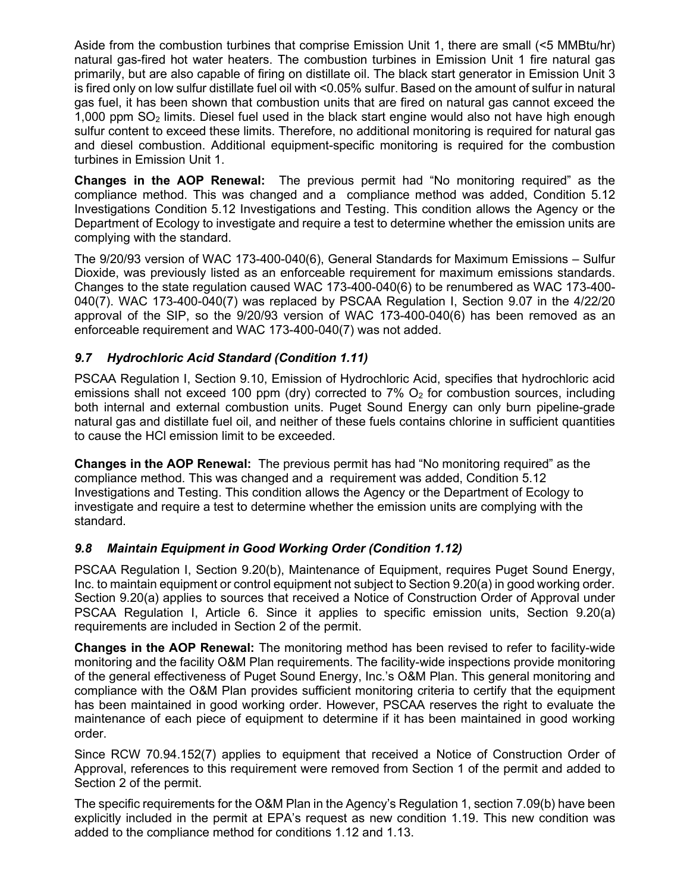Aside from the combustion turbines that comprise Emission Unit 1, there are small (<5 MMBtu/hr) natural gas-fired hot water heaters. The combustion turbines in Emission Unit 1 fire natural gas primarily, but are also capable of firing on distillate oil. The black start generator in Emission Unit 3 is fired only on low sulfur distillate fuel oil with <0.05% sulfur. Based on the amount of sulfur in natural gas fuel, it has been shown that combustion units that are fired on natural gas cannot exceed the 1,000 ppm $SO_2$ limits. Diesel fuel used in the black start engine would also not have high enough sulfur content to exceed these limits. Therefore, no additional monitoring is required for natural gas and diesel combustion. Additional equipment-specific monitoring is required for the combustion turbines in Emission Unit 1.

**Changes in the AOP Renewal:** The previous permit had "No monitoring required" as the compliance method. This was changed and a compliance method was added, Condition 5.12 Investigations Condition 5.12 Investigations and Testing. This condition allows the Agency or the Department of Ecology to investigate and require a test to determine whether the emission units are complying with the standard.

The 9/20/93 version of WAC 173-400-040(6), General Standards for Maximum Emissions – Sulfur Dioxide, was previously listed as an enforceable requirement for maximum emissions standards. Changes to the state regulation caused WAC 173-400-040(6) to be renumbered as WAC 173-400-040(7). WAC 173-400-040(7) was replaced by PSCAA Regulation I, Section 9.07 in the 4/22/20 approval of the SIP, so the 9/20/93 version of WAC 173-400-040(6) has been removed as an enforceable requirement and WAC 173-400-040(7) was not added.

### *9.7 Hydrochloric Acid Standard (Condition 1.11)*

PSCAA Regulation I, Section 9.10, Emission of Hydrochloric Acid, specifies that hydrochloric acid emissions shall not exceed 100 ppm (dry) corrected to 7% $O_2$ for combustion sources, including both internal and external combustion units. Puget Sound Energy can only burn pipeline-grade natural gas and distillate fuel oil, and neither of these fuels contains chlorine in sufficient quantities to cause the HCl emission limit to be exceeded.

**Changes in the AOP Renewal:** The previous permit has had "No monitoring required" as the compliance method. This was changed and a requirement was added, Condition 5.12 Investigations and Testing. This condition allows the Agency or the Department of Ecology to investigate and require a test to determine whether the emission units are complying with the standard.

### *9.8 Maintain Equipment in Good Working Order (Condition 1.12)*

PSCAA Regulation I, Section 9.20(b), Maintenance of Equipment, requires Puget Sound Energy, Inc. to maintain equipment or control equipment not subject to Section 9.20(a) in good working order. Section 9.20(a) applies to sources that received a Notice of Construction Order of Approval under PSCAA Regulation I, Article 6. Since it applies to specific emission units, Section 9.20(a) requirements are included in Section 2 of the permit.

**Changes in the AOP Renewal:** The monitoring method has been revised to refer to facility-wide monitoring and the facility O&M Plan requirements. The facility-wide inspections provide monitoring of the general effectiveness of Puget Sound Energy, Inc.'s O&M Plan. This general monitoring and compliance with the O&M Plan provides sufficient monitoring criteria to certify that the equipment has been maintained in good working order. However, PSCAA reserves the right to evaluate the maintenance of each piece of equipment to determine if it has been maintained in good working order.

Since RCW 70.94.152(7) applies to equipment that received a Notice of Construction Order of Approval, references to this requirement were removed from Section 1 of the permit and added to Section 2 of the permit.

The specific requirements for the O&M Plan in the Agency's Regulation 1, section 7.09(b) have been explicitly included in the permit at EPA's request as new condition 1.19. This new condition was added to the compliance method for conditions 1.12 and 1.13.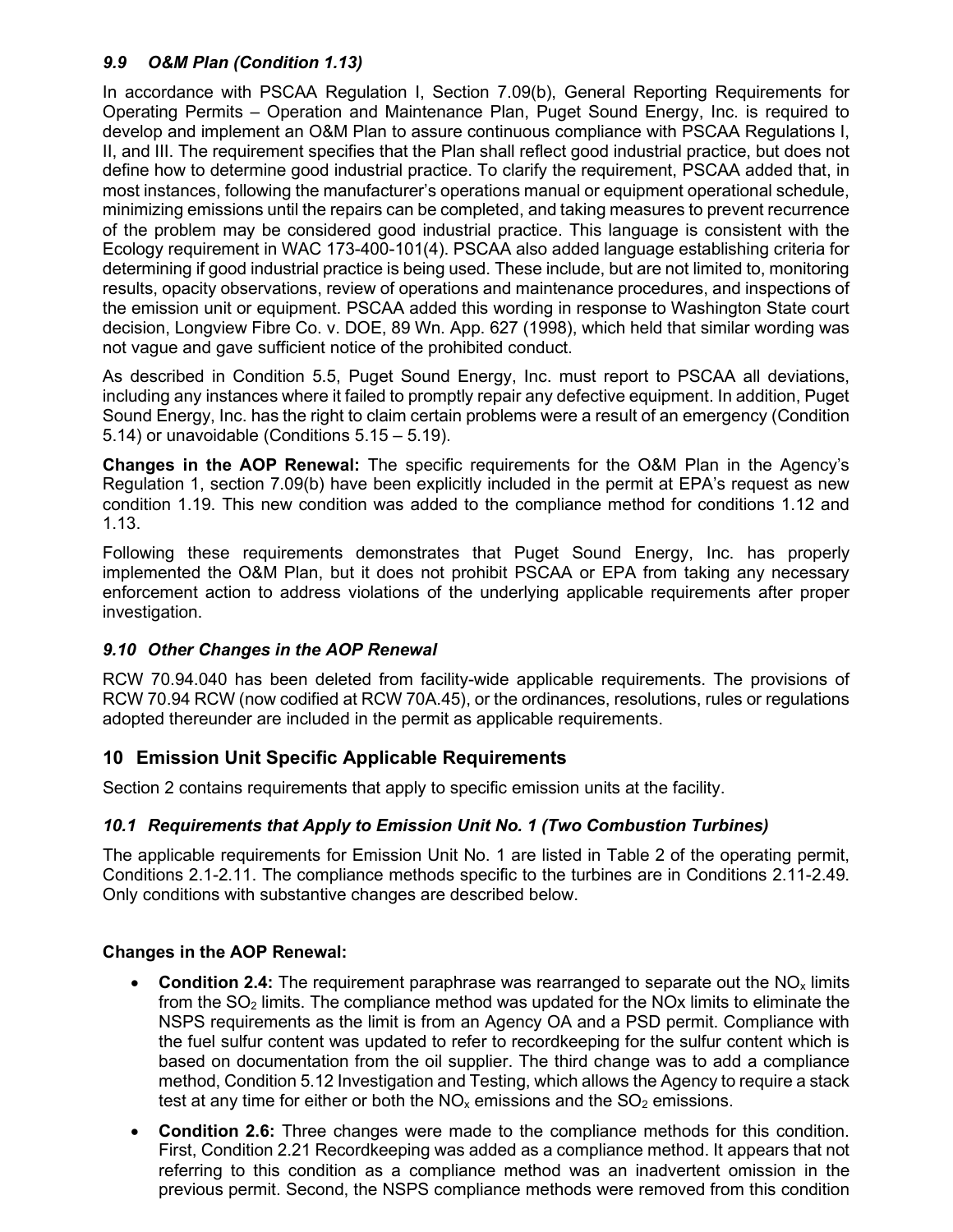### *9.9 O&M Plan (Condition 1.13)*

In accordance with PSCAA Regulation I, Section 7.09(b), General Reporting Requirements for Operating Permits – Operation and Maintenance Plan, Puget Sound Energy, Inc. is required to develop and implement an O&M Plan to assure continuous compliance with PSCAA Regulations I, II, and III. The requirement specifies that the Plan shall reflect good industrial practice, but does not define how to determine good industrial practice. To clarify the requirement, PSCAA added that, in most instances, following the manufacturer's operations manual or equipment operational schedule, minimizing emissions until the repairs can be completed, and taking measures to prevent recurrence of the problem may be considered good industrial practice. This language is consistent with the Ecology requirement in WAC 173-400-101(4). PSCAA also added language establishing criteria for determining if good industrial practice is being used. These include, but are not limited to, monitoring results, opacity observations, review of operations and maintenance procedures, and inspections of the emission unit or equipment. PSCAA added this wording in response to Washington State court decision, Longview Fibre Co. v. DOE, 89 Wn. App. 627 (1998), which held that similar wording was not vague and gave sufficient notice of the prohibited conduct.

As described in Condition 5.5, Puget Sound Energy, Inc. must report to PSCAA all deviations, including any instances where it failed to promptly repair any defective equipment. In addition, Puget Sound Energy, Inc. has the right to claim certain problems were a result of an emergency (Condition 5.14) or unavoidable (Conditions 5.15 – 5.19).

**Changes in the AOP Renewal:** The specific requirements for the O&M Plan in the Agency's Regulation 1, section 7.09(b) have been explicitly included in the permit at EPA's request as new condition 1.19. This new condition was added to the compliance method for conditions 1.12 and 1.13.

Following these requirements demonstrates that Puget Sound Energy, Inc. has properly implemented the O&M Plan, but it does not prohibit PSCAA or EPA from taking any necessary enforcement action to address violations of the underlying applicable requirements after proper investigation.

### *9.10 Other Changes in the AOP Renewal*

RCW 70.94.040 has been deleted from facility-wide applicable requirements. The provisions of RCW 70.94 RCW (now codified at RCW 70A.45), or the ordinances, resolutions, rules or regulations adopted thereunder are included in the permit as applicable requirements.

## 10 Emission Unit Specific Applicable Requirements

Section 2 contains requirements that apply to specific emission units at the facility.

### *10.1 Requirements that Apply to Emission Unit No. 1 (Two Combustion Turbines)*

The applicable requirements for Emission Unit No. 1 are listed in Table 2 of the operating permit, Conditions 2.1-2.11. The compliance methods specific to the turbines are in Conditions 2.11-2.49. Only conditions with substantive changes are described below.

**Changes in the AOP Renewal:**

- **Condition 2.4:** The requirement paraphrase was rearranged to separate out the $NO_x$ limits from the $SO_2$ limits. The compliance method was updated for the NOx limits to eliminate the NSPS requirements as the limit is from an Agency OA and a PSD permit. Compliance with the fuel sulfur content was updated to refer to recordkeeping for the sulfur content which is based on documentation from the oil supplier. The third change was to add a compliance method, Condition 5.12 Investigation and Testing, which allows the Agency to require a stack test at any time for either or both the $NO_x$ emissions and the $SO_2$ emissions.
- **Condition 2.6:** Three changes were made to the compliance methods for this condition. First, Condition 2.21 Recordkeeping was added as a compliance method. It appears that not referring to this condition as a compliance method was an inadvertent omission in the previous permit. Second, the NSPS compliance methods were removed from this condition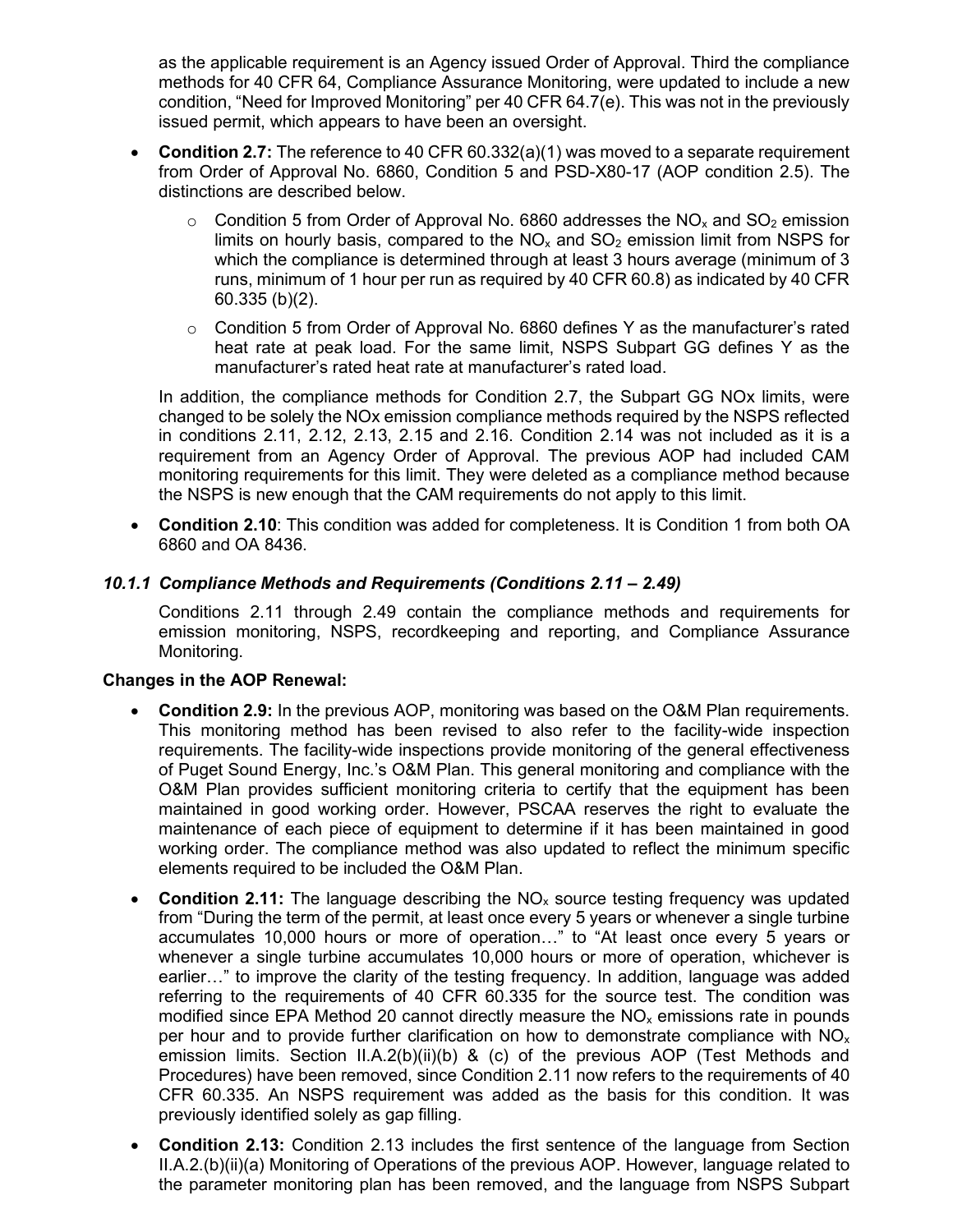as the applicable requirement is an Agency issued Order of Approval. Third the compliance methods for 40 CFR 64, Compliance Assurance Monitoring, were updated to include a new condition, "Need for Improved Monitoring" per 40 CFR 64.7(e). This was not in the previously issued permit, which appears to have been an oversight.

- **Condition 2.7:** The reference to 40 CFR 60.332(a)(1) was moved to a separate requirement from Order of Approval No. 6860, Condition 5 and PSD-X80-17 (AOP condition 2.5). The distinctions are described below.
  - Condition 5 from Order of Approval No. 6860 addresses the $NO_x$ and $SO_2$ emission limits on hourly basis, compared to the $NO_x$ and $SO_2$ emission limit from NSPS for which the compliance is determined through at least 3 hours average (minimum of 3 runs, minimum of 1 hour per run as required by 40 CFR 60.8) as indicated by 40 CFR 60.335 (b)(2).
  - Condition 5 from Order of Approval No. 6860 defines Y as the manufacturer's rated heat rate at peak load. For the same limit, NSPS Subpart GG defines Y as the manufacturer's rated heat rate at manufacturer's rated load.

  In addition, the compliance methods for Condition 2.7, the Subpart GG NOx limits, were changed to be solely the NOx emission compliance methods required by the NSPS reflected in conditions 2.11, 2.12, 2.13, 2.15 and 2.16. Condition 2.14 was not included as it is a requirement from an Agency Order of Approval. The previous AOP had included CAM monitoring requirements for this limit. They were deleted as a compliance method because the NSPS is new enough that the CAM requirements do not apply to this limit.

- **Condition 2.10**: This condition was added for completeness. It is Condition 1 from both OA 6860 and OA 8436.

### *10.1.1 Compliance Methods and Requirements (Conditions 2.11 – 2.49)*

Conditions 2.11 through 2.49 contain the compliance methods and requirements for emission monitoring, NSPS, recordkeeping and reporting, and Compliance Assurance Monitoring.

**Changes in the AOP Renewal:**

- **Condition 2.9:** In the previous AOP, monitoring was based on the O&M Plan requirements. This monitoring method has been revised to also refer to the facility-wide inspection requirements. The facility-wide inspections provide monitoring of the general effectiveness of Puget Sound Energy, Inc.'s O&M Plan. This general monitoring and compliance with the O&M Plan provides sufficient monitoring criteria to certify that the equipment has been maintained in good working order. However, PSCAA reserves the right to evaluate the maintenance of each piece of equipment to determine if it has been maintained in good working order. The compliance method was also updated to reflect the minimum specific elements required to be included the O&M Plan.
- **Condition 2.11:** The language describing the $NO_x$ source testing frequency was updated from "During the term of the permit, at least once every 5 years or whenever a single turbine accumulates 10,000 hours or more of operation…" to "At least once every 5 years or whenever a single turbine accumulates 10,000 hours or more of operation, whichever is earlier…" to improve the clarity of the testing frequency. In addition, language was added referring to the requirements of 40 CFR 60.335 for the source test. The condition was modified since EPA Method 20 cannot directly measure the $NO_x$ emissions rate in pounds per hour and to provide further clarification on how to demonstrate compliance with $NO_x$ emission limits. Section II.A.2(b)(ii)(b) & (c) of the previous AOP (Test Methods and Procedures) have been removed, since Condition 2.11 now refers to the requirements of 40 CFR 60.335. An NSPS requirement was added as the basis for this condition. It was previously identified solely as gap filling.
- **Condition 2.13:** Condition 2.13 includes the first sentence of the language from Section II.A.2.(b)(ii)(a) Monitoring of Operations of the previous AOP. However, language related to the parameter monitoring plan has been removed, and the language from NSPS Subpart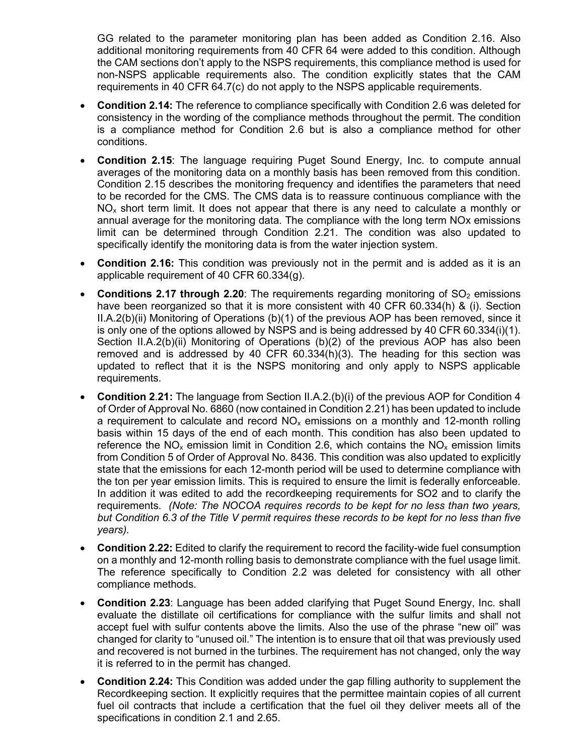GG related to the parameter monitoring plan has been added as Condition 2.16. Also additional monitoring requirements from 40 CFR 64 were added to this condition. Although the CAM sections don't apply to the NSPS requirements, this compliance method is used for non-NSPS applicable requirements also. The condition explicitly states that the CAM requirements in 40 CFR 64.7(c) do not apply to the NSPS applicable requirements.

- **Condition 2.14:** The reference to compliance specifically with Condition 2.6 was deleted for consistency in the wording of the compliance methods throughout the permit. The condition is a compliance method for Condition 2.6 but is also a compliance method for other conditions.
- **Condition 2.15**: The language requiring Puget Sound Energy, Inc. to compute annual averages of the monitoring data on a monthly basis has been removed from this condition. Condition 2.15 describes the monitoring frequency and identifies the parameters that need to be recorded for the CMS. The CMS data is to reassure continuous compliance with the $NO_x$ short term limit. It does not appear that there is any need to calculate a monthly or annual average for the monitoring data. The compliance with the long term NOx emissions limit can be determined through Condition 2.21. The condition was also updated to specifically identify the monitoring data is from the water injection system.
- **Condition 2.16:** This condition was previously not in the permit and is added as it is an applicable requirement of 40 CFR 60.334(g).
- **Conditions 2.17 through 2.20**: The requirements regarding monitoring of $SO_2$ emissions have been reorganized so that it is more consistent with 40 CFR 60.334(h) & (i). Section II.A.2(b)(ii) Monitoring of Operations (b)(1) of the previous AOP has been removed, since it is only one of the options allowed by NSPS and is being addressed by 40 CFR 60.334(i)(1). Section II.A.2(b)(ii) Monitoring of Operations (b)(2) of the previous AOP has also been removed and is addressed by 40 CFR 60.334(h)(3). The heading for this section was updated to reflect that it is the NSPS monitoring and only apply to NSPS applicable requirements.
- **Condition 2.21:** The language from Section II.A.2.(b)(i) of the previous AOP for Condition 4 of Order of Approval No. 6860 (now contained in Condition 2.21) has been updated to include a requirement to calculate and record $NO_x$ emissions on a monthly and 12-month rolling basis within 15 days of the end of each month. This condition has also been updated to reference the $NO_x$ emission limit in Condition 2.6, which contains the $NO_x$ emission limits from Condition 5 of Order of Approval No. 8436. This condition was also updated to explicitly state that the emissions for each 12-month period will be used to determine compliance with the ton per year emission limits. This is required to ensure the limit is federally enforceable. In addition it was edited to add the recordkeeping requirements for SO2 and to clarify the requirements. *(Note: The NOCOA requires records to be kept for no less than two years, but Condition 6.3 of the Title V permit requires these records to be kept for no less than five years).*
- **Condition 2.22:** Edited to clarify the requirement to record the facility-wide fuel consumption on a monthly and 12-month rolling basis to demonstrate compliance with the fuel usage limit. The reference specifically to Condition 2.2 was deleted for consistency with all other compliance methods.
- **Condition 2.23**: Language has been added clarifying that Puget Sound Energy, Inc. shall evaluate the distillate oil certifications for compliance with the sulfur limits and shall not accept fuel with sulfur contents above the limits. Also the use of the phrase "new oil" was changed for clarity to "unused oil." The intention is to ensure that oil that was previously used and recovered is not burned in the turbines. The requirement has not changed, only the way it is referred to in the permit has changed.
- **Condition 2.24:** This Condition was added under the gap filling authority to supplement the Recordkeeping section. It explicitly requires that the permittee maintain copies of all current fuel oil contracts that include a certification that the fuel oil they deliver meets all of the specifications in condition 2.1 and 2.65.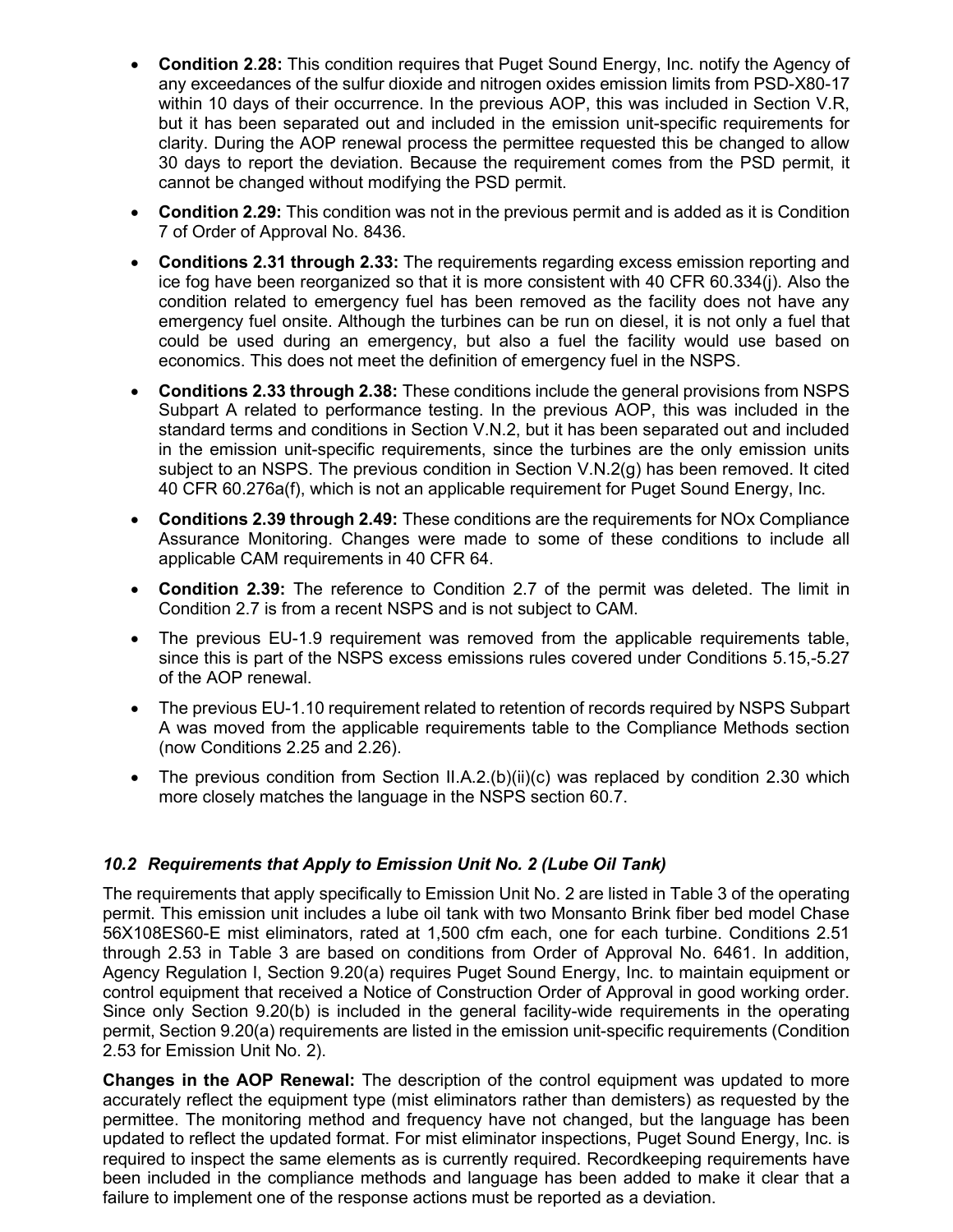- **Condition 2.28:** This condition requires that Puget Sound Energy, Inc. notify the Agency of any exceedances of the sulfur dioxide and nitrogen oxides emission limits from PSD-X80-17 within 10 days of their occurrence. In the previous AOP, this was included in Section V.R, but it has been separated out and included in the emission unit-specific requirements for clarity. During the AOP renewal process the permittee requested this be changed to allow 30 days to report the deviation. Because the requirement comes from the PSD permit, it cannot be changed without modifying the PSD permit.

- **Condition 2.29:** This condition was not in the previous permit and is added as it is Condition 7 of Order of Approval No. 8436.

- **Conditions 2.31 through 2.33:** The requirements regarding excess emission reporting and ice fog have been reorganized so that it is more consistent with 40 CFR 60.334(j). Also the condition related to emergency fuel has been removed as the facility does not have any emergency fuel onsite. Although the turbines can be run on diesel, it is not only a fuel that could be used during an emergency, but also a fuel the facility would use based on economics. This does not meet the definition of emergency fuel in the NSPS.

- **Conditions 2.33 through 2.38:** These conditions include the general provisions from NSPS Subpart A related to performance testing. In the previous AOP, this was included in the standard terms and conditions in Section V.N.2, but it has been separated out and included in the emission unit-specific requirements, since the turbines are the only emission units subject to an NSPS. The previous condition in Section V.N.2(g) has been removed. It cited 40 CFR 60.276a(f), which is not an applicable requirement for Puget Sound Energy, Inc.

- **Conditions 2.39 through 2.49:** These conditions are the requirements for NOx Compliance Assurance Monitoring. Changes were made to some of these conditions to include all applicable CAM requirements in 40 CFR 64.

- **Condition 2.39:** The reference to Condition 2.7 of the permit was deleted. The limit in Condition 2.7 is from a recent NSPS and is not subject to CAM.

- The previous EU-1.9 requirement was removed from the applicable requirements table, since this is part of the NSPS excess emissions rules covered under Conditions 5.15,-5.27 of the AOP renewal.

- The previous EU-1.10 requirement related to retention of records required by NSPS Subpart A was moved from the applicable requirements table to the Compliance Methods section (now Conditions 2.25 and 2.26).

- The previous condition from Section II.A.2.(b)(ii)(c) was replaced by condition 2.30 which more closely matches the language in the NSPS section 60.7.

### *10.2 Requirements that Apply to Emission Unit No. 2 (Lube Oil Tank)*

The requirements that apply specifically to Emission Unit No. 2 are listed in Table 3 of the operating permit. This emission unit includes a lube oil tank with two Monsanto Brink fiber bed model Chase 56X108ES60-E mist eliminators, rated at 1,500 cfm each, one for each turbine. Conditions 2.51 through 2.53 in Table 3 are based on conditions from Order of Approval No. 6461. In addition, Agency Regulation I, Section 9.20(a) requires Puget Sound Energy, Inc. to maintain equipment or control equipment that received a Notice of Construction Order of Approval in good working order. Since only Section 9.20(b) is included in the general facility-wide requirements in the operating permit, Section 9.20(a) requirements are listed in the emission unit-specific requirements (Condition 2.53 for Emission Unit No. 2).

**Changes in the AOP Renewal:** The description of the control equipment was updated to more accurately reflect the equipment type (mist eliminators rather than demisters) as requested by the permittee. The monitoring method and frequency have not changed, but the language has been updated to reflect the updated format. For mist eliminator inspections, Puget Sound Energy, Inc. is required to inspect the same elements as is currently required. Recordkeeping requirements have been included in the compliance methods and language has been added to make it clear that a failure to implement one of the response actions must be reported as a deviation.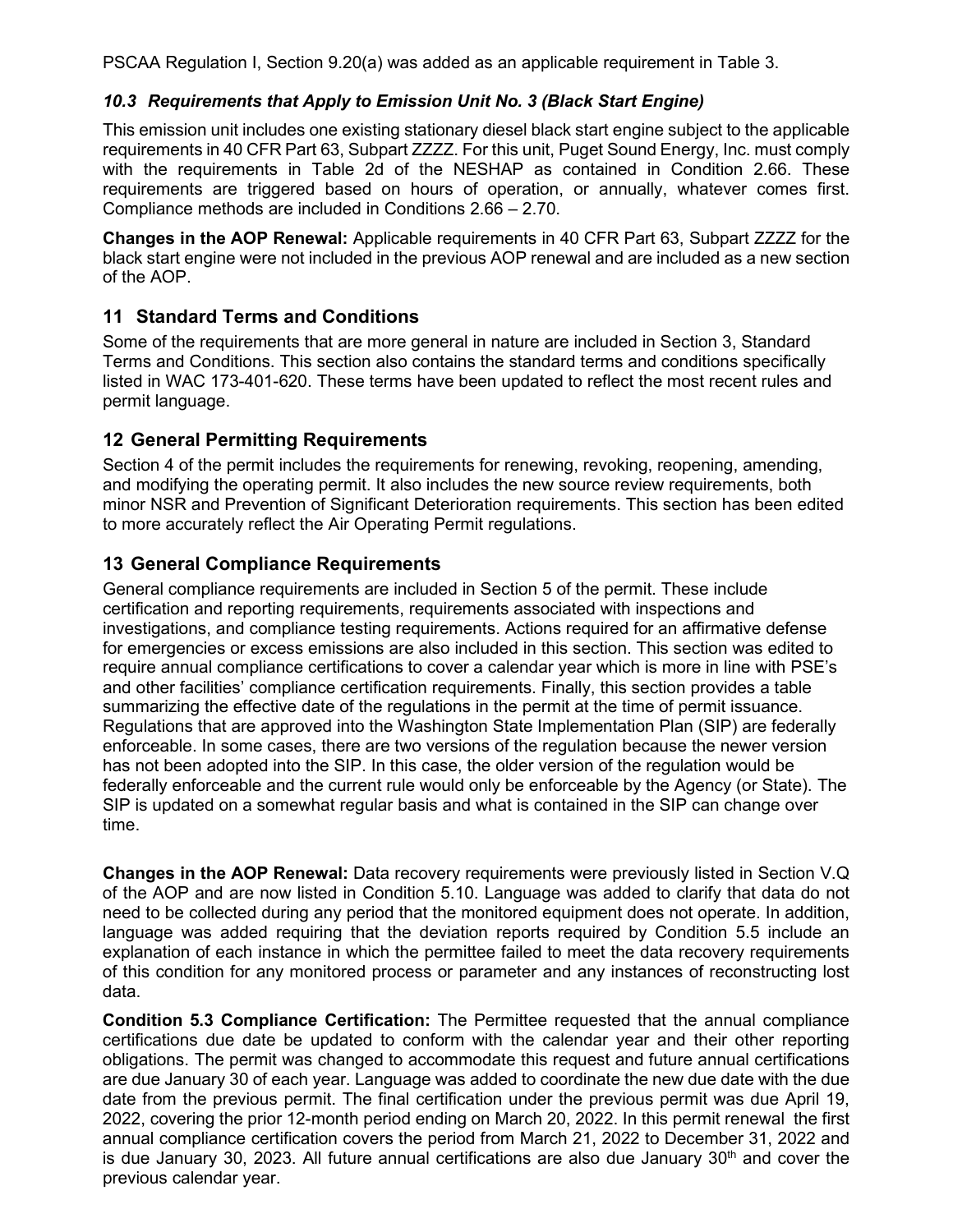PSCAA Regulation I, Section 9.20(a) was added as an applicable requirement in Table 3.

### *10.3 Requirements that Apply to Emission Unit No. 3 (Black Start Engine)*

This emission unit includes one existing stationary diesel black start engine subject to the applicable requirements in 40 CFR Part 63, Subpart ZZZZ. For this unit, Puget Sound Energy, Inc. must comply with the requirements in Table 2d of the NESHAP as contained in Condition 2.66. These requirements are triggered based on hours of operation, or annually, whatever comes first. Compliance methods are included in Conditions 2.66 – 2.70.

**Changes in the AOP Renewal:** Applicable requirements in 40 CFR Part 63, Subpart ZZZZ for the black start engine were not included in the previous AOP renewal and are included as a new section of the AOP.

## 11 Standard Terms and Conditions

Some of the requirements that are more general in nature are included in Section 3, Standard Terms and Conditions. This section also contains the standard terms and conditions specifically listed in WAC 173-401-620. These terms have been updated to reflect the most recent rules and permit language.

## 12 General Permitting Requirements

Section 4 of the permit includes the requirements for renewing, revoking, reopening, amending, and modifying the operating permit. It also includes the new source review requirements, both minor NSR and Prevention of Significant Deterioration requirements. This section has been edited to more accurately reflect the Air Operating Permit regulations.

## 13 General Compliance Requirements

General compliance requirements are included in Section 5 of the permit. These include certification and reporting requirements, requirements associated with inspections and investigations, and compliance testing requirements. Actions required for an affirmative defense for emergencies or excess emissions are also included in this section. This section was edited to require annual compliance certifications to cover a calendar year which is more in line with PSE's and other facilities' compliance certification requirements. Finally, this section provides a table summarizing the effective date of the regulations in the permit at the time of permit issuance. Regulations that are approved into the Washington State Implementation Plan (SIP) are federally enforceable. In some cases, there are two versions of the regulation because the newer version has not been adopted into the SIP. In this case, the older version of the regulation would be federally enforceable and the current rule would only be enforceable by the Agency (or State). The SIP is updated on a somewhat regular basis and what is contained in the SIP can change over time.

**Changes in the AOP Renewal:** Data recovery requirements were previously listed in Section V.Q of the AOP and are now listed in Condition 5.10. Language was added to clarify that data do not need to be collected during any period that the monitored equipment does not operate. In addition, language was added requiring that the deviation reports required by Condition 5.5 include an explanation of each instance in which the permittee failed to meet the data recovery requirements of this condition for any monitored process or parameter and any instances of reconstructing lost data.

**Condition 5.3 Compliance Certification:** The Permittee requested that the annual compliance certifications due date be updated to conform with the calendar year and their other reporting obligations. The permit was changed to accommodate this request and future annual certifications are due January 30 of each year. Language was added to coordinate the new due date with the due date from the previous permit. The final certification under the previous permit was due April 19, 2022, covering the prior 12-month period ending on March 20, 2022. In this permit renewal the first annual compliance certification covers the period from March 21, 2022 to December 31, 2022 and is due January 30, 2023. All future annual certifications are also due January 30th and cover the previous calendar year.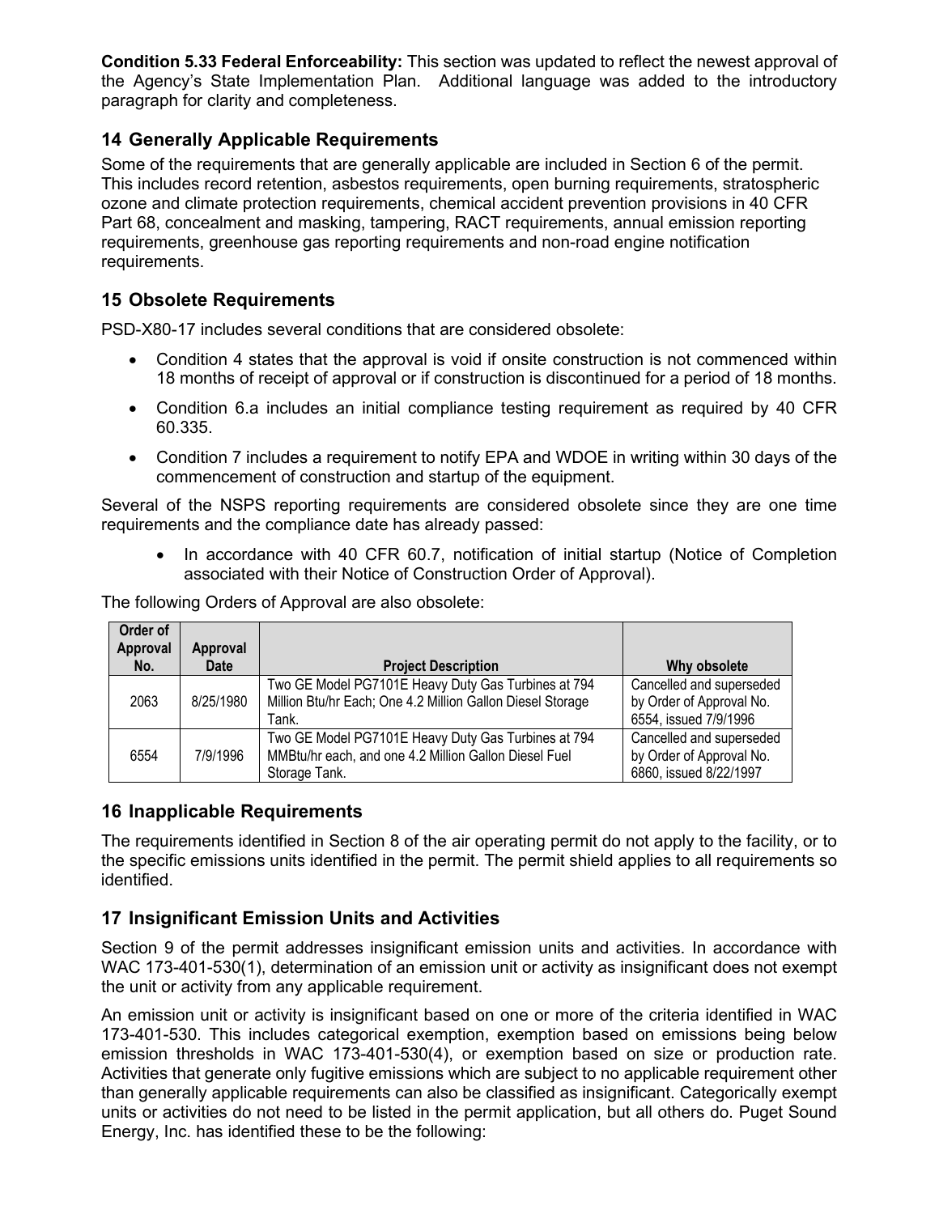**Condition 5.33 Federal Enforceability:** This section was updated to reflect the newest approval of the Agency's State Implementation Plan. Additional language was added to the introductory paragraph for clarity and completeness.

## 14 Generally Applicable Requirements

Some of the requirements that are generally applicable are included in Section 6 of the permit. This includes record retention, asbestos requirements, open burning requirements, stratospheric ozone and climate protection requirements, chemical accident prevention provisions in 40 CFR Part 68, concealment and masking, tampering, RACT requirements, annual emission reporting requirements, greenhouse gas reporting requirements and non-road engine notification requirements.

## 15 Obsolete Requirements

PSD-X80-17 includes several conditions that are considered obsolete:

- Condition 4 states that the approval is void if onsite construction is not commenced within 18 months of receipt of approval or if construction is discontinued for a period of 18 months.
- Condition 6.a includes an initial compliance testing requirement as required by 40 CFR 60.335.
- Condition 7 includes a requirement to notify EPA and WDOE in writing within 30 days of the commencement of construction and startup of the equipment.

Several of the NSPS reporting requirements are considered obsolete since they are one time requirements and the compliance date has already passed:

- In accordance with 40 CFR 60.7, notification of initial startup (Notice of Completion associated with their Notice of Construction Order of Approval).

The following Orders of Approval are also obsolete:

| Order of Approval No. | Approval Date | Project Description | Why obsolete |
|---|---|---|---|
| 2063 | 8/25/1980 | Two GE Model PG7101E Heavy Duty Gas Turbines at 794 Million Btu/hr Each; One 4.2 Million Gallon Diesel Storage Tank. | Cancelled and superseded by Order of Approval No. 6554, issued 7/9/1996 |
| 6554 | 7/9/1996 | Two GE Model PG7101E Heavy Duty Gas Turbines at 794 MMBtu/hr each, and one 4.2 Million Gallon Diesel Fuel Storage Tank. | Cancelled and superseded by Order of Approval No. 6860, issued 8/22/1997 |

## 16 Inapplicable Requirements

The requirements identified in Section 8 of the air operating permit do not apply to the facility, or to the specific emissions units identified in the permit. The permit shield applies to all requirements so identified.

## 17 Insignificant Emission Units and Activities

Section 9 of the permit addresses insignificant emission units and activities. In accordance with WAC 173-401-530(1), determination of an emission unit or activity as insignificant does not exempt the unit or activity from any applicable requirement.

An emission unit or activity is insignificant based on one or more of the criteria identified in WAC 173-401-530. This includes categorical exemption, exemption based on emissions being below emission thresholds in WAC 173-401-530(4), or exemption based on size or production rate. Activities that generate only fugitive emissions which are subject to no applicable requirement other than generally applicable requirements can also be classified as insignificant. Categorically exempt units or activities do not need to be listed in the permit application, but all others do. Puget Sound Energy, Inc. has identified these to be the following: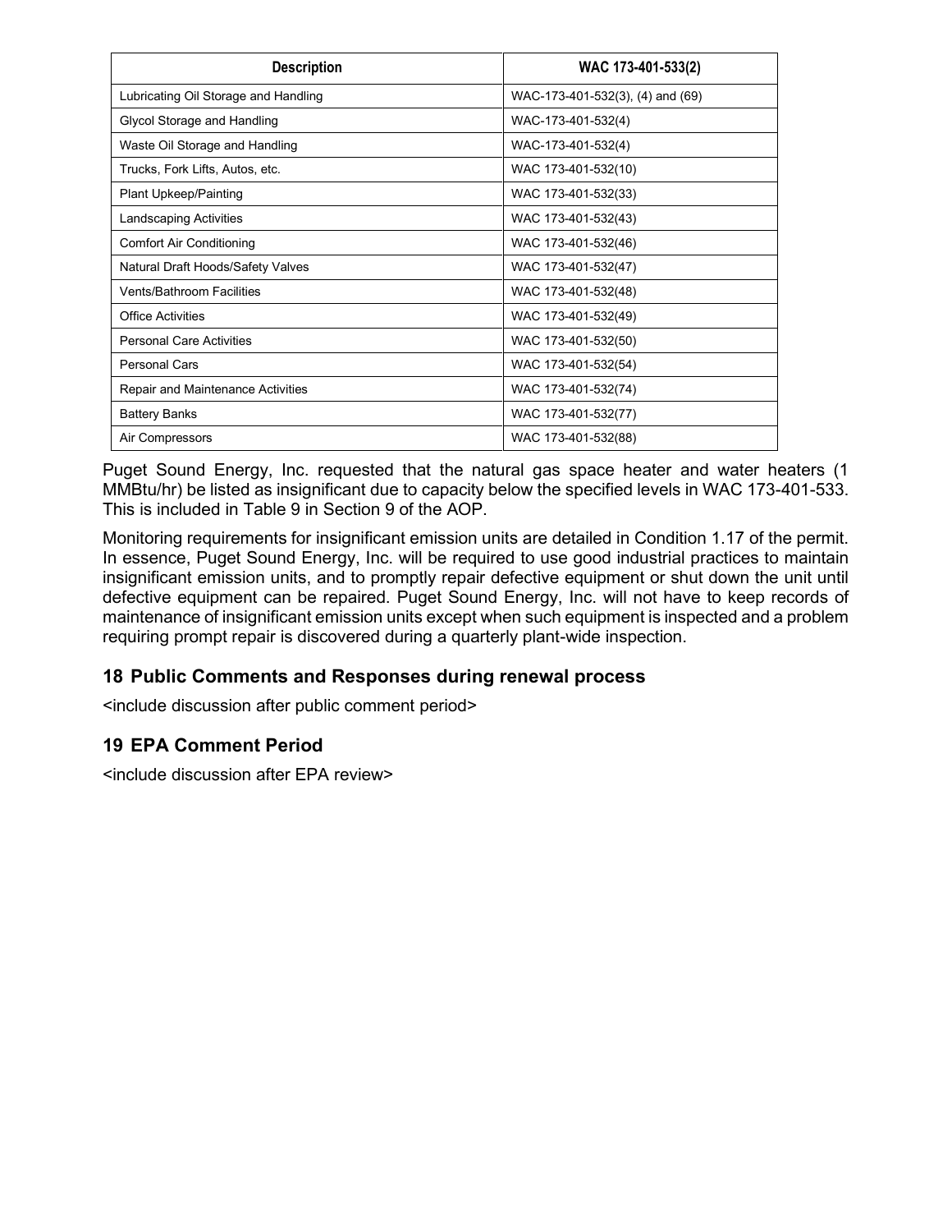| Description | WAC 173-401-533(2) |
|---|---|
| Lubricating Oil Storage and Handling | WAC-173-401-532(3), (4) and (69) |
| Glycol Storage and Handling | WAC-173-401-532(4) |
| Waste Oil Storage and Handling | WAC-173-401-532(4) |
| Trucks, Fork Lifts, Autos, etc. | WAC 173-401-532(10) |
| Plant Upkeep/Painting | WAC 173-401-532(33) |
| Landscaping Activities | WAC 173-401-532(43) |
| Comfort Air Conditioning | WAC 173-401-532(46) |
| Natural Draft Hoods/Safety Valves | WAC 173-401-532(47) |
| Vents/Bathroom Facilities | WAC 173-401-532(48) |
| Office Activities | WAC 173-401-532(49) |
| Personal Care Activities | WAC 173-401-532(50) |
| Personal Cars | WAC 173-401-532(54) |
| Repair and Maintenance Activities | WAC 173-401-532(74) |
| Battery Banks | WAC 173-401-532(77) |
| Air Compressors | WAC 173-401-532(88) |

Puget Sound Energy, Inc. requested that the natural gas space heater and water heaters (1 MMBtu/hr) be listed as insignificant due to capacity below the specified levels in WAC 173-401-533. This is included in Table 9 in Section 9 of the AOP.

Monitoring requirements for insignificant emission units are detailed in Condition 1.17 of the permit. In essence, Puget Sound Energy, Inc. will be required to use good industrial practices to maintain insignificant emission units, and to promptly repair defective equipment or shut down the unit until defective equipment can be repaired. Puget Sound Energy, Inc. will not have to keep records of maintenance of insignificant emission units except when such equipment is inspected and a problem requiring prompt repair is discovered during a quarterly plant-wide inspection.

## 18 Public Comments and Responses during renewal process

<include discussion after public comment period>

## 19 EPA Comment Period

<include discussion after EPA review>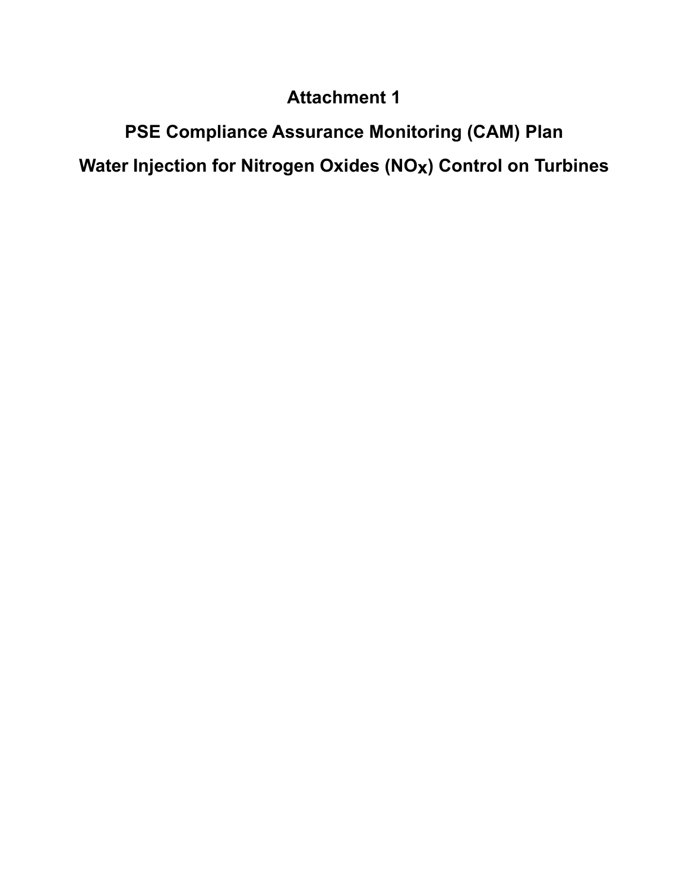# Attachment 1

# PSE Compliance Assurance Monitoring (CAM) Plan

# Water Injection for Nitrogen Oxides ($NO_X$) Control on Turbines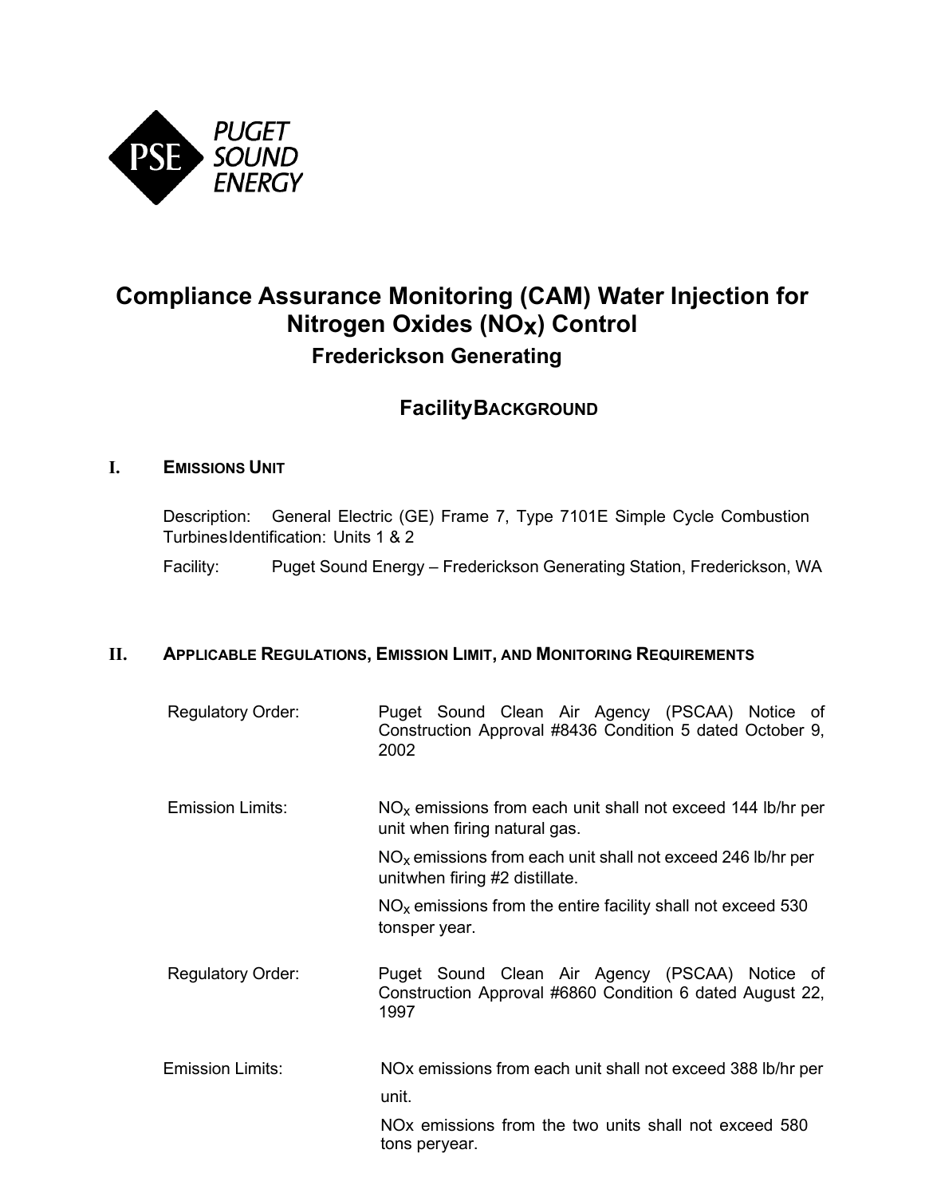PSE PUGET SOUND ENERGY

# Compliance Assurance Monitoring (CAM) Water Injection for Nitrogen Oxides ($NO_X$) Control

## Frederickson Generating

## FacilityBACKGROUND

### I. EMISSIONS UNIT

Description: General Electric (GE) Frame 7, Type 7101E Simple Cycle Combustion TurbinesIdentification: Units 1 & 2

Facility: Puget Sound Energy – Frederickson Generating Station, Frederickson, WA

### II. APPLICABLE REGULATIONS, EMISSION LIMIT, AND MONITORING REQUIREMENTS

| | |
|---|---|
| Regulatory Order: | Puget Sound Clean Air Agency (PSCAA) Notice of Construction Approval #8436 Condition 5 dated October 9, 2002 |
| Emission Limits: | $NO_x$ emissions from each unit shall not exceed 144 lb/hr per unit when firing natural gas.<br>$NO_x$ emissions from each unit shall not exceed 246 lb/hr per unitwhen firing #2 distillate.<br>$NO_x$ emissions from the entire facility shall not exceed 530 tonsper year. |
| Regulatory Order: | Puget Sound Clean Air Agency (PSCAA) Notice of Construction Approval #6860 Condition 6 dated August 22, 1997 |
| Emission Limits: | NOx emissions from each unit shall not exceed 388 lb/hr per unit.<br>NOx emissions from the two units shall not exceed 580 tons peryear. |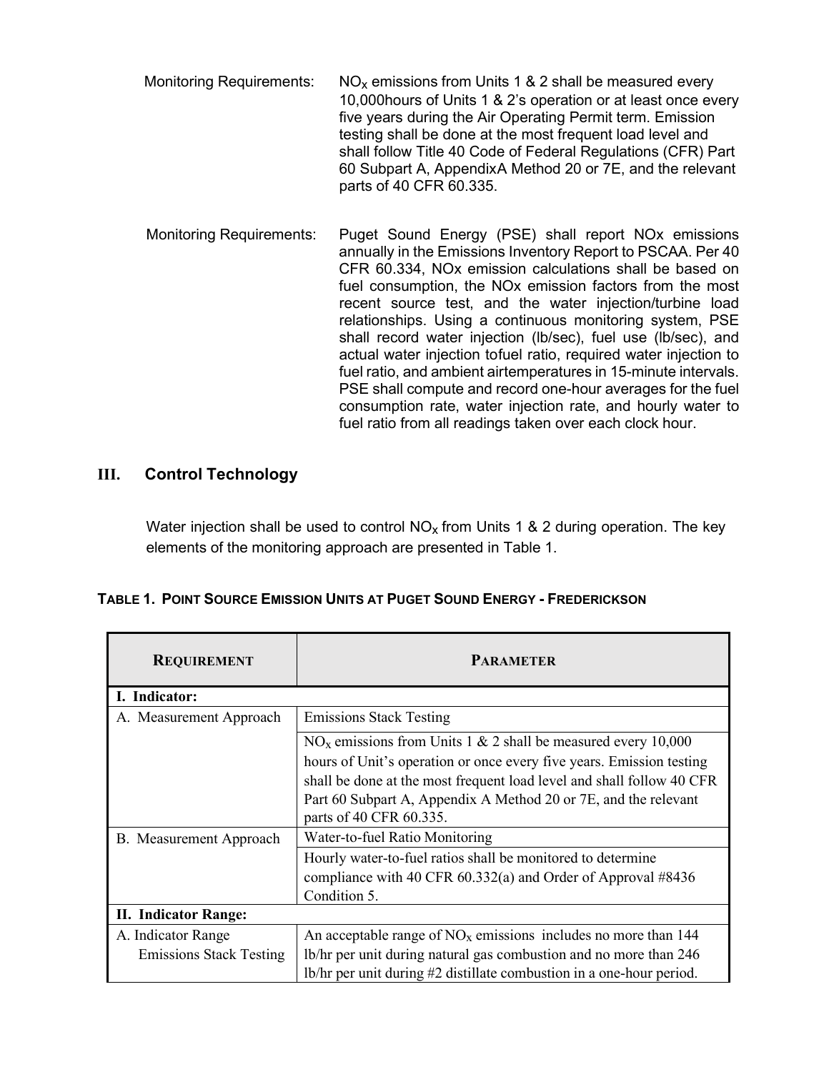Monitoring Requirements: $NO_x$ emissions from Units 1 & 2 shall be measured every 10,000hours of Units 1 & 2's operation or at least once every five years during the Air Operating Permit term. Emission testing shall be done at the most frequent load level and shall follow Title 40 Code of Federal Regulations (CFR) Part 60 Subpart A, AppendixA Method 20 or 7E, and the relevant parts of 40 CFR 60.335.

Monitoring Requirements: Puget Sound Energy (PSE) shall report NOx emissions annually in the Emissions Inventory Report to PSCAA. Per 40 CFR 60.334, NOx emission calculations shall be based on fuel consumption, the NOx emission factors from the most recent source test, and the water injection/turbine load relationships. Using a continuous monitoring system, PSE shall record water injection (lb/sec), fuel use (lb/sec), and actual water injection tofuel ratio, required water injection to fuel ratio, and ambient airtemperatures in 15-minute intervals. PSE shall compute and record one-hour averages for the fuel consumption rate, water injection rate, and hourly water to fuel ratio from all readings taken over each clock hour.

## III. Control Technology

Water injection shall be used to control $NO_x$ from Units 1 & 2 during operation. The key elements of the monitoring approach are presented in Table 1.

**TABLE 1. POINT SOURCE EMISSION UNITS AT PUGET SOUND ENERGY - FREDERICKSON**

| REQUIREMENT | PARAMETER |
|---|---|
| **I. Indicator:** | |
| A. Measurement Approach | Emissions Stack Testing |
| | $NO_x$ emissions from Units 1 & 2 shall be measured every 10,000 hours of Unit's operation or once every five years. Emission testing shall be done at the most frequent load level and shall follow 40 CFR Part 60 Subpart A, Appendix A Method 20 or 7E, and the relevant parts of 40 CFR 60.335. |
| B. Measurement Approach | Water-to-fuel Ratio Monitoring |
| | Hourly water-to-fuel ratios shall be monitored to determine compliance with 40 CFR 60.332(a) and Order of Approval #8436 Condition 5. |
| **II. Indicator Range:** | |
| A. Indicator Range Emissions Stack Testing | An acceptable range of $NO_x$ emissions includes no more than 144 lb/hr per unit during natural gas combustion and no more than 246 lb/hr per unit during #2 distillate combustion in a one-hour period. |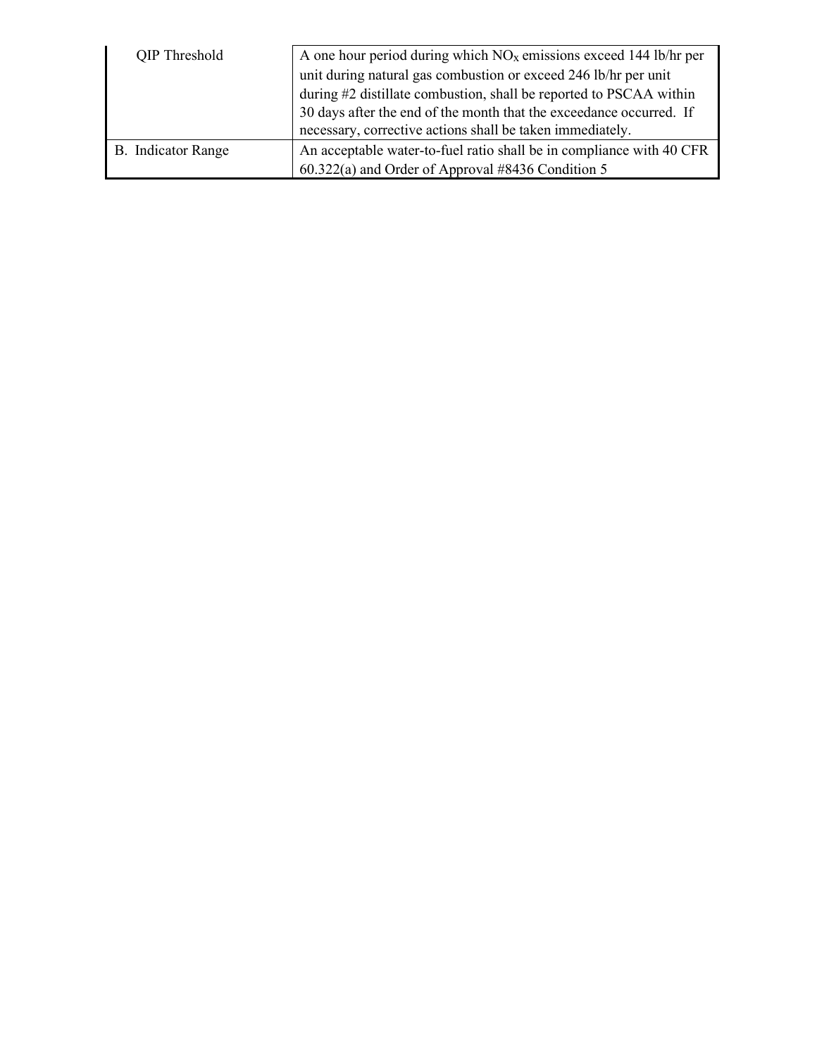| | |
|---|---|
| QIP Threshold | A one hour period during which $NO_X$ emissions exceed 144 lb/hr per unit during natural gas combustion or exceed 246 lb/hr per unit during #2 distillate combustion, shall be reported to PSCAA within 30 days after the end of the month that the exceedance occurred. If necessary, corrective actions shall be taken immediately. |
| B. Indicator Range | An acceptable water-to-fuel ratio shall be in compliance with 40 CFR 60.322(a) and Order of Approval #8436 Condition 5 |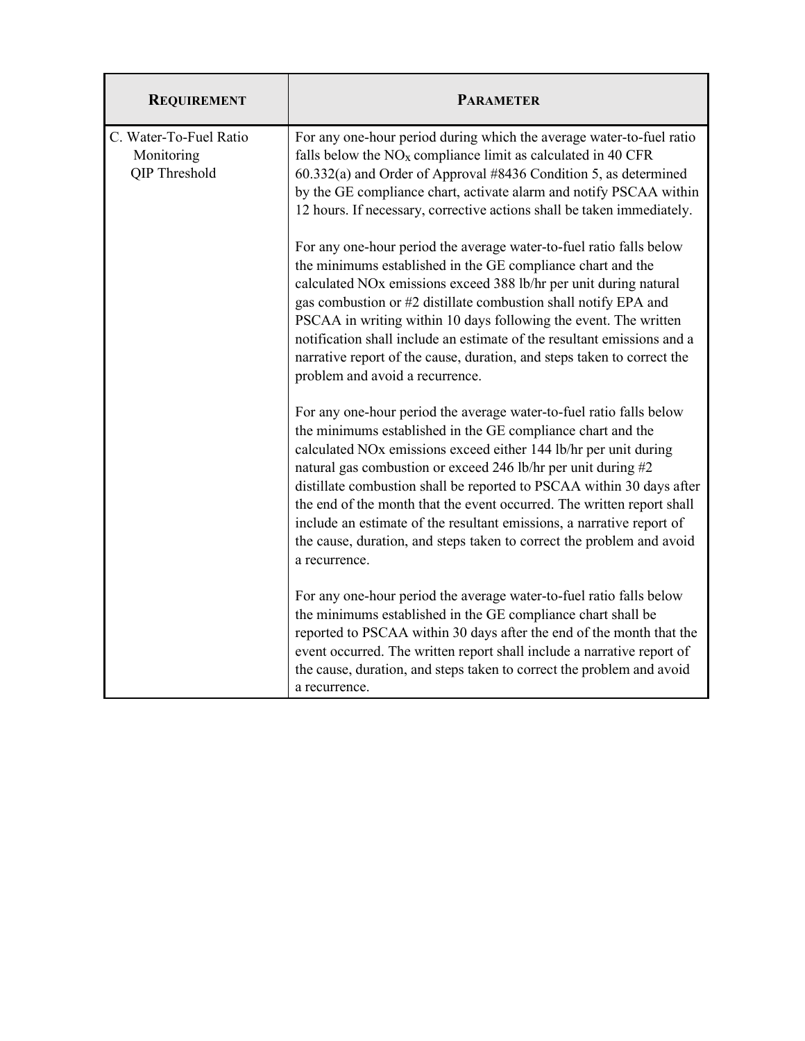| REQUIREMENT | PARAMETER |
| --- | --- |
| C. Water-To-Fuel Ratio Monitoring QIP Threshold | For any one-hour period during which the average water-to-fuel ratio falls below the $NO_x$ compliance limit as calculated in 40 CFR 60.332(a) and Order of Approval #8436 Condition 5, as determined by the GE compliance chart, activate alarm and notify PSCAA within 12 hours. If necessary, corrective actions shall be taken immediately.<br><br>For any one-hour period the average water-to-fuel ratio falls below the minimums established in the GE compliance chart and the calculated NOx emissions exceed 388 lb/hr per unit during natural gas combustion or #2 distillate combustion shall notify EPA and PSCAA in writing within 10 days following the event. The written notification shall include an estimate of the resultant emissions and a narrative report of the cause, duration, and steps taken to correct the problem and avoid a recurrence.<br><br>For any one-hour period the average water-to-fuel ratio falls below the minimums established in the GE compliance chart and the calculated NOx emissions exceed either 144 lb/hr per unit during natural gas combustion or exceed 246 lb/hr per unit during #2 distillate combustion shall be reported to PSCAA within 30 days after the end of the month that the event occurred. The written report shall include an estimate of the resultant emissions, a narrative report of the cause, duration, and steps taken to correct the problem and avoid a recurrence.<br><br>For any one-hour period the average water-to-fuel ratio falls below the minimums established in the GE compliance chart shall be reported to PSCAA within 30 days after the end of the month that the event occurred. The written report shall include a narrative report of the cause, duration, and steps taken to correct the problem and avoid a recurrence. |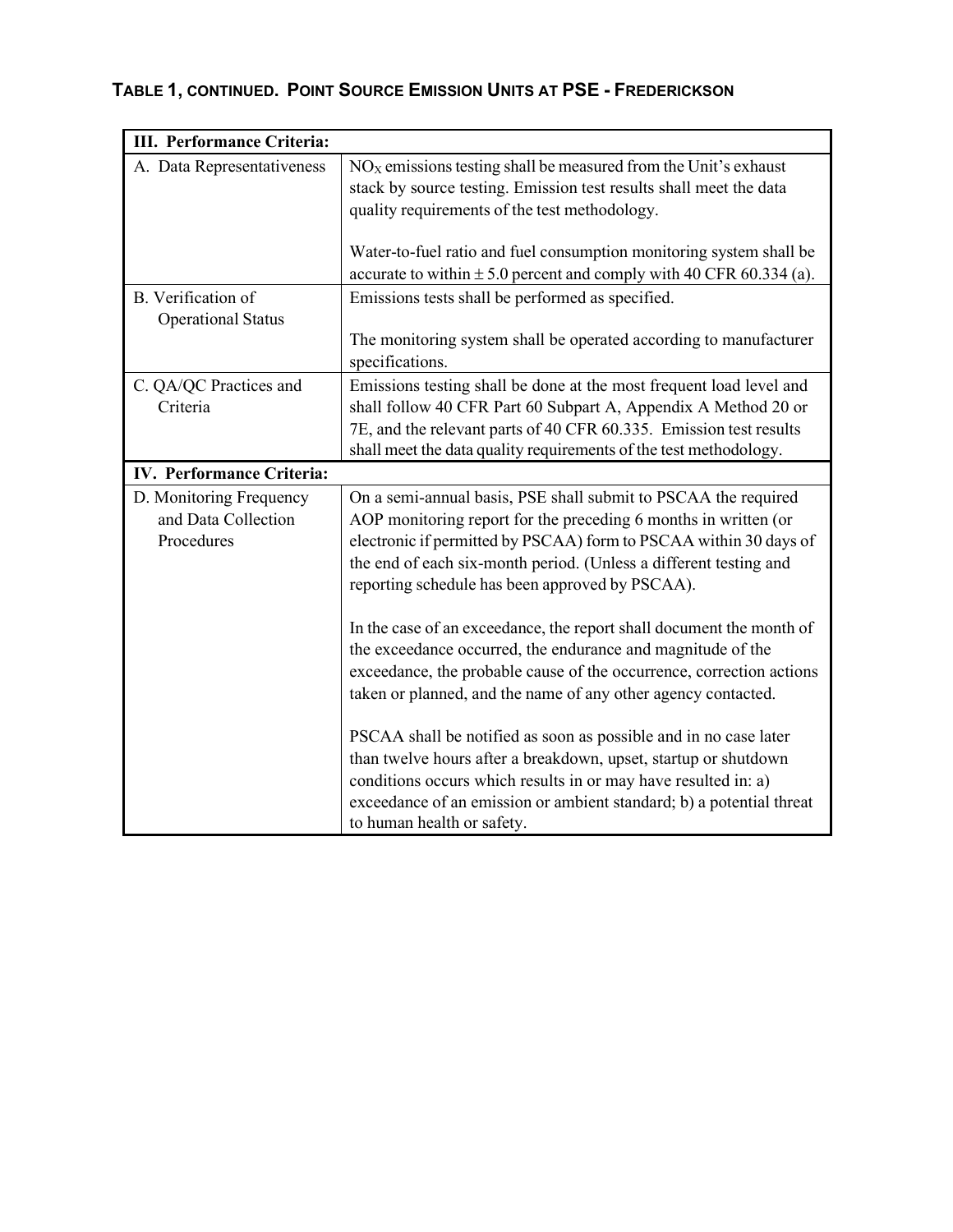### TABLE 1, CONTINUED. POINT SOURCE EMISSION UNITS AT PSE - FREDERICKSON

| **III. Performance Criteria:** | |
|---|---|
| A. Data Representativeness | $NO_X$ emissions testing shall be measured from the Unit's exhaust stack by source testing. Emission test results shall meet the data quality requirements of the test methodology.<br><br>Water-to-fuel ratio and fuel consumption monitoring system shall be accurate to within ± 5.0 percent and comply with 40 CFR 60.334 (a). |
| B. Verification of Operational Status | Emissions tests shall be performed as specified.<br><br>The monitoring system shall be operated according to manufacturer specifications. |
| C. QA/QC Practices and Criteria | Emissions testing shall be done at the most frequent load level and shall follow 40 CFR Part 60 Subpart A, Appendix A Method 20 or 7E, and the relevant parts of 40 CFR 60.335. Emission test results shall meet the data quality requirements of the test methodology. |
| **IV. Performance Criteria:** | |
| D. Monitoring Frequency and Data Collection Procedures | On a semi-annual basis, PSE shall submit to PSCAA the required AOP monitoring report for the preceding 6 months in written (or electronic if permitted by PSCAA) form to PSCAA within 30 days of the end of each six-month period. (Unless a different testing and reporting schedule has been approved by PSCAA).<br><br>In the case of an exceedance, the report shall document the month of the exceedance occurred, the endurance and magnitude of the exceedance, the probable cause of the occurrence, correction actions taken or planned, and the name of any other agency contacted.<br><br>PSCAA shall be notified as soon as possible and in no case later than twelve hours after a breakdown, upset, startup or shutdown conditions occurs which results in or may have resulted in: a) exceedance of an emission or ambient standard; b) a potential threat to human health or safety. |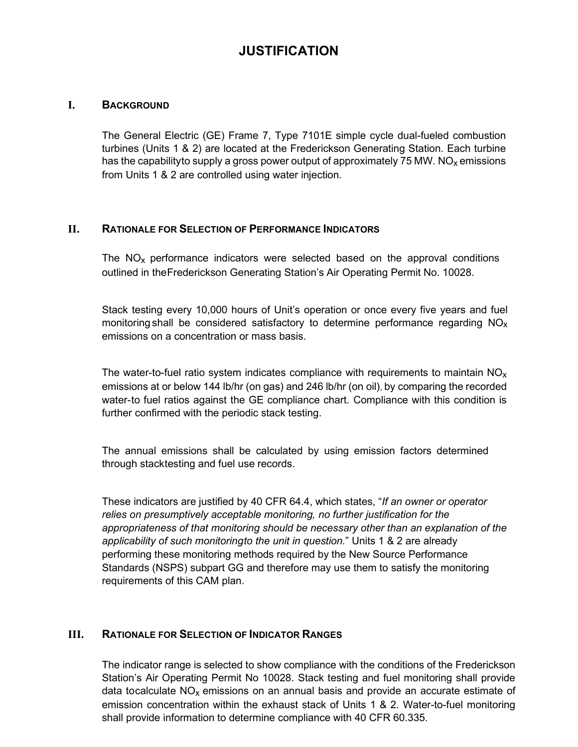# JUSTIFICATION

## I. BACKGROUND

The General Electric (GE) Frame 7, Type 7101E simple cycle dual-fueled combustion turbines (Units 1 & 2) are located at the Frederickson Generating Station. Each turbine has the capabilityto supply a gross power output of approximately 75 MW. $NO_x$ emissions from Units 1 & 2 are controlled using water injection.

## II. RATIONALE FOR SELECTION OF PERFORMANCE INDICATORS

The $NO_x$ performance indicators were selected based on the approval conditions outlined in theFrederickson Generating Station's Air Operating Permit No. 10028.

Stack testing every 10,000 hours of Unit's operation or once every five years and fuel monitoring shall be considered satisfactory to determine performance regarding $NO_x$ emissions on a concentration or mass basis.

The water-to-fuel ratio system indicates compliance with requirements to maintain $NO_x$ emissions at or below 144 lb/hr (on gas) and 246 lb/hr (on oil), by comparing the recorded water-to fuel ratios against the GE compliance chart. Compliance with this condition is further confirmed with the periodic stack testing.

The annual emissions shall be calculated by using emission factors determined through stacktesting and fuel use records.

These indicators are justified by 40 CFR 64.4, which states, "*If an owner or operator relies on presumptively acceptable monitoring, no further justification for the appropriateness of that monitoring should be necessary other than an explanation of the applicability of such monitoringto the unit in question.*" Units 1 & 2 are already performing these monitoring methods required by the New Source Performance Standards (NSPS) subpart GG and therefore may use them to satisfy the monitoring requirements of this CAM plan.

## III. RATIONALE FOR SELECTION OF INDICATOR RANGES

The indicator range is selected to show compliance with the conditions of the Frederickson Station's Air Operating Permit No 10028. Stack testing and fuel monitoring shall provide data tocalculate $NO_x$ emissions on an annual basis and provide an accurate estimate of emission concentration within the exhaust stack of Units 1 & 2. Water-to-fuel monitoring shall provide information to determine compliance with 40 CFR 60.335.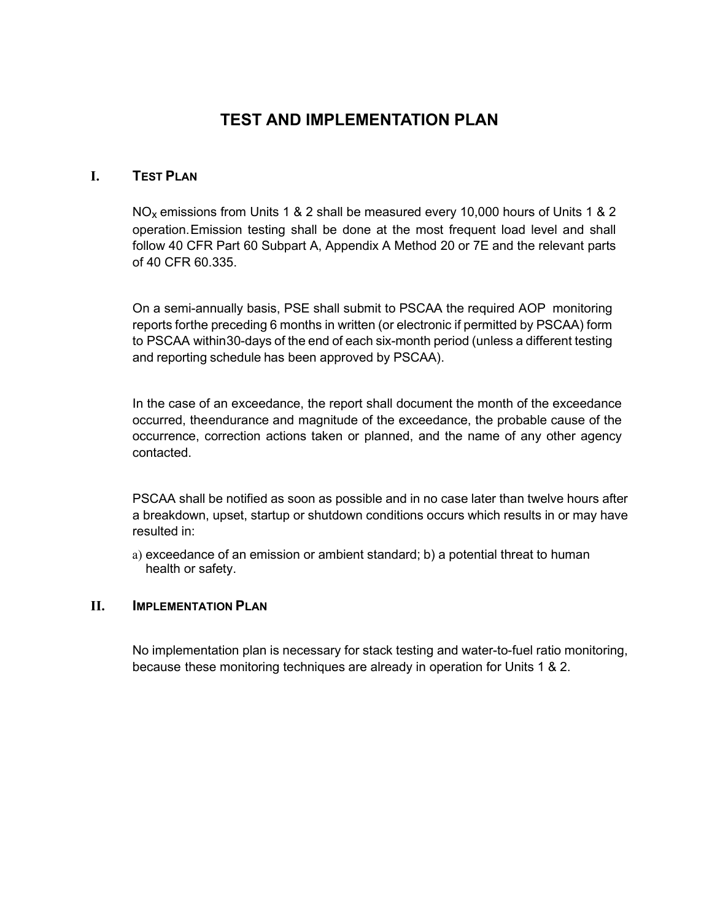# TEST AND IMPLEMENTATION PLAN

## I. Test Plan

$NO_x$ emissions from Units 1 & 2 shall be measured every 10,000 hours of Units 1 & 2 operation. Emission testing shall be done at the most frequent load level and shall follow 40 CFR Part 60 Subpart A, Appendix A Method 20 or 7E and the relevant parts of 40 CFR 60.335.

On a semi-annually basis, PSE shall submit to PSCAA the required AOP monitoring reports forthe preceding 6 months in written (or electronic if permitted by PSCAA) form to PSCAA within30-days of the end of each six-month period (unless a different testing and reporting schedule has been approved by PSCAA).

In the case of an exceedance, the report shall document the month of the exceedance occurred, theendurance and magnitude of the exceedance, the probable cause of the occurrence, correction actions taken or planned, and the name of any other agency contacted.

PSCAA shall be notified as soon as possible and in no case later than twelve hours after a breakdown, upset, startup or shutdown conditions occurs which results in or may have resulted in:

a) exceedance of an emission or ambient standard; b) a potential threat to human health or safety.

## II. Implementation Plan

No implementation plan is necessary for stack testing and water-to-fuel ratio monitoring, because these monitoring techniques are already in operation for Units 1 & 2.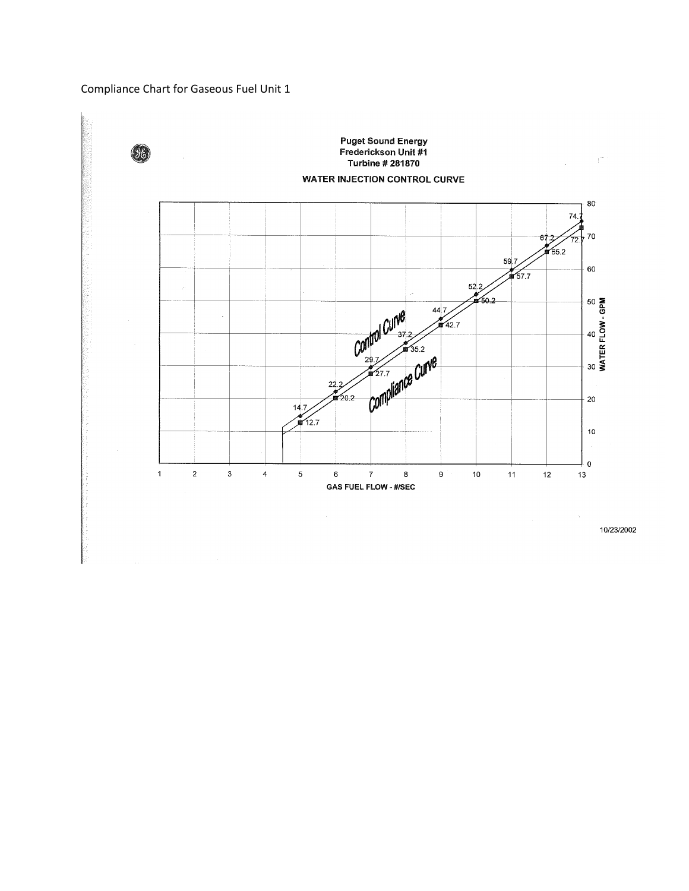Compliance Chart for Gaseous Fuel Unit 1

**Puget Sound Energy**
**Fredrickson Unit #1**
**Turbine # 281870**

**WATER INJECTION CONTROL CURVE**

| GAS FUEL FLOW - #/SEC | Control Curve (WATER FLOW - GPM) | Compliance Curve (WATER FLOW - GPM) |
|---|---|---|
| 5 | 14.7 | 12.7 |
| 6 | 22.2 | 20.2 |
| 7 | 29.7 | 27.7 |
| 8 | 37.2 | 35.2 |
| 9 | 44.7 | 42.7 |
| 10 | 52.2 | 50.2 |
| 11 | 59.7 | 57.7 |
| 12 | 67.2 | 65.2 |
| 13 | 74.7 | 72.7 |

10/23/2002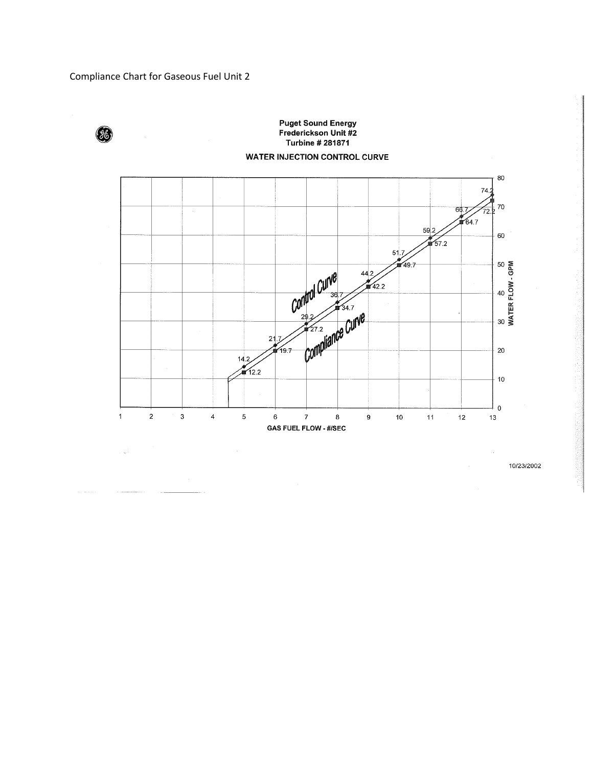Compliance Chart for Gaseous Fuel Unit 2

**Puget Sound Energy**
**Frederickson Unit #2**
**Turbine # 281871**

**WATER INJECTION CONTROL CURVE**

| GAS FUEL FLOW - #/SEC | Control Curve WATER FLOW - GPM | Compliance Curve WATER FLOW - GPM |
|---|---|---|
| 5 | 14.2 | 12.2 |
| 6 | 21.7 | 19.7 |
| 7 | 29.2 | 27.2 |
| 8 | 36.7 | 34.7 |
| 9 | 44.2 | 42.2 |
| 10 | 51.7 | 49.7 |
| 11 | 59.2 | 57.2 |
| 12 | 66.7 | 64.7 |
| 13 | 74.2 | 72.2 |

10/23/2002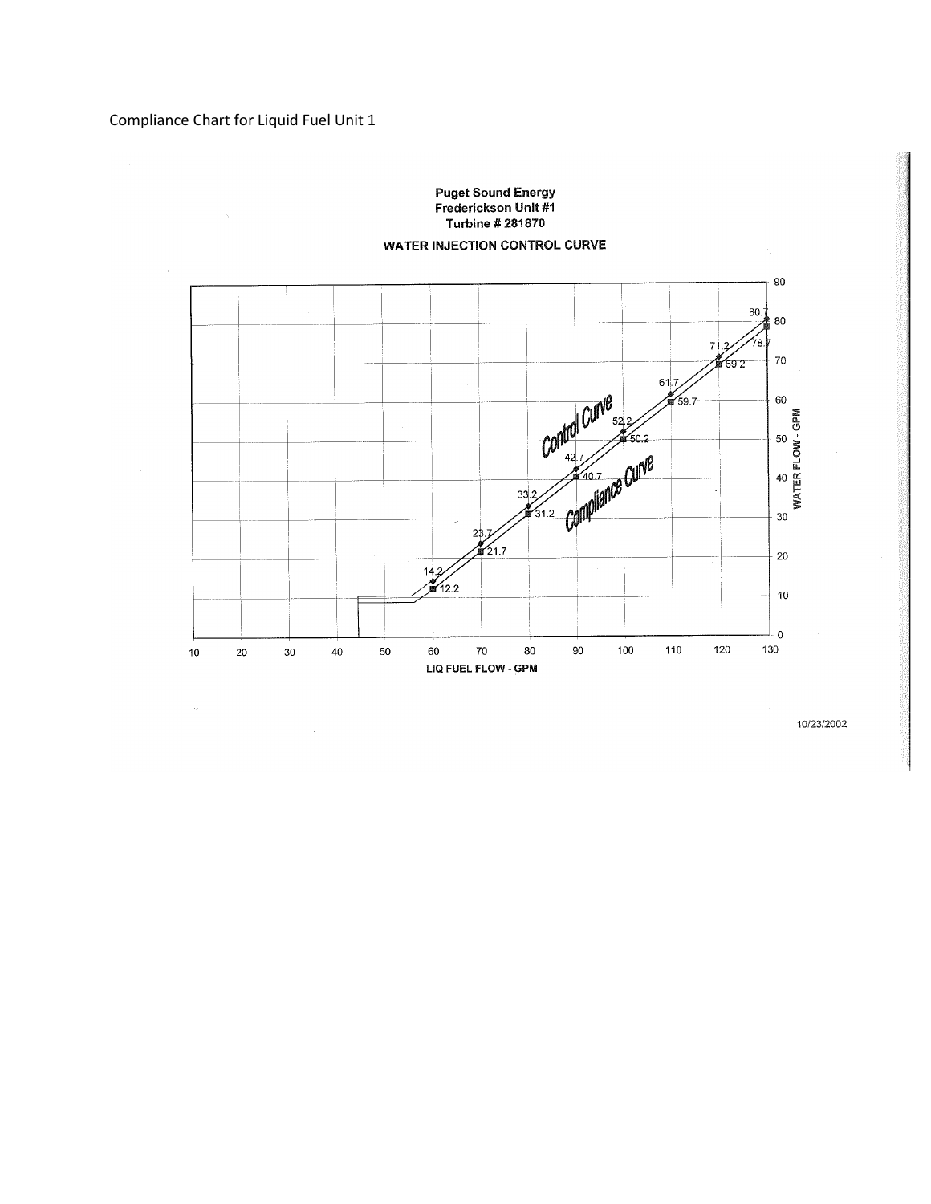Compliance Chart for Liquid Fuel Unit 1

**Puget Sound Energy**
**Fredrickson Unit #1**
**Turbine # 281870**

**WATER INJECTION CONTROL CURVE**

| LIQ FUEL FLOW - GPM | Control Curve (WATER FLOW - GPM) | Compliance Curve (WATER FLOW - GPM) |
|---|---|---|
| 60 | 14.2 | 12.2 |
| 70 | 23.7 | 21.7 |
| 80 | 33.2 | 31.2 |
| 90 | 42.7 | 40.7 |
| 100 | 52.2 | 50.2 |
| 110 | 61.7 | 59.7 |
| 120 | 71.2 | 69.2 |
| 130 | 80.7 | 78.7 |

10/23/2002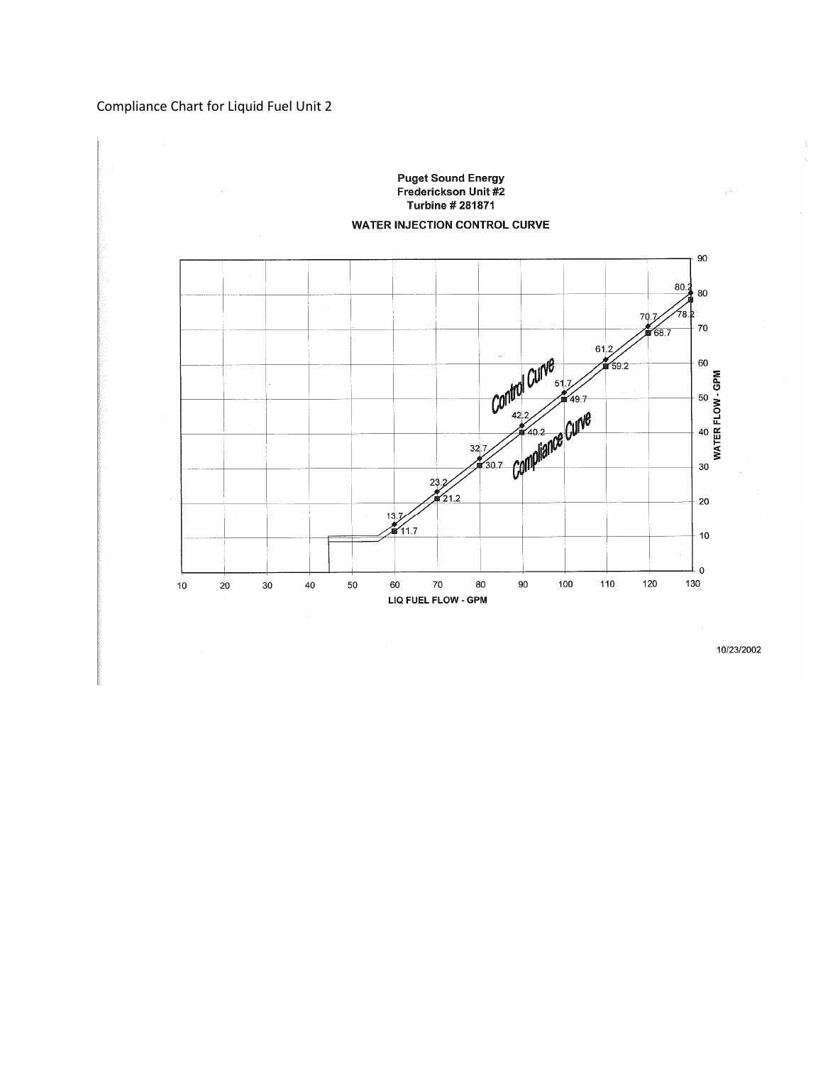Compliance Chart for Liquid Fuel Unit 2

Puget Sound Energy
Fredrickson Unit #2
Turbine # 281871

WATER INJECTION CONTROL CURVE

Control Curve

Compliance Curve

13.7
11.7
23.2
21.2
32.7
30.7
42.2
40.2
51.7
49.7
61.2
59.2
70.7
68.7
80.2
78.2

LIQ FUEL FLOW - GPM

10 20 30 40 50 60 70 80 90 100 110 120 130

WATER FLOW - GPM

0 10 20 30 40 50 60 70 80 90

10/23/2002